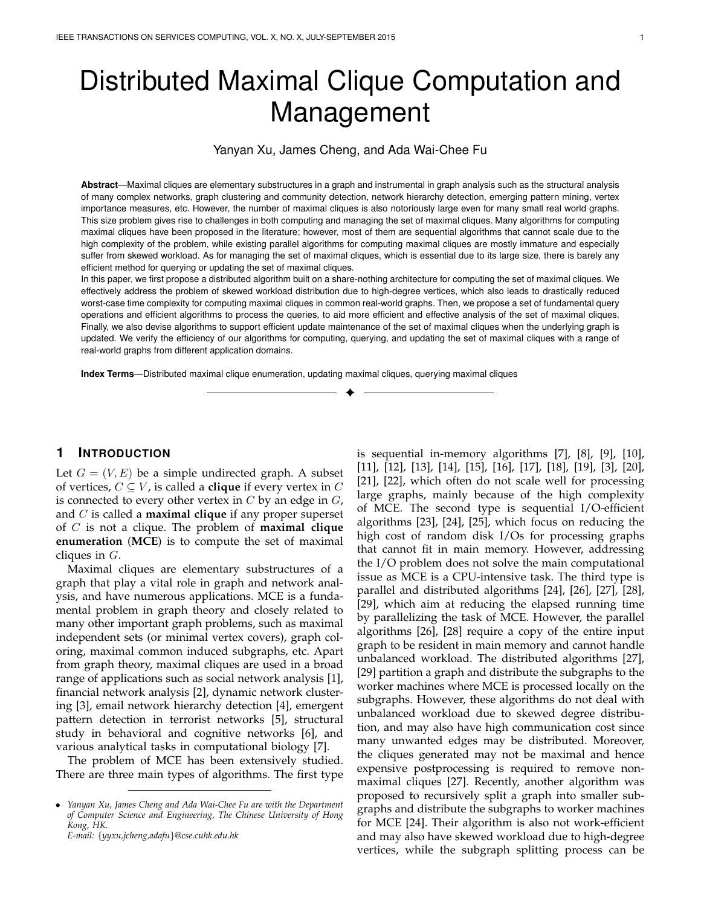# Distributed Maximal Clique Computation and Management

Yanyan Xu, James Cheng, and Ada Wai-Chee Fu

**Abstract**—Maximal cliques are elementary substructures in a graph and instrumental in graph analysis such as the structural analysis of many complex networks, graph clustering and community detection, network hierarchy detection, emerging pattern mining, vertex importance measures, etc. However, the number of maximal cliques is also notoriously large even for many small real world graphs. This size problem gives rise to challenges in both computing and managing the set of maximal cliques. Many algorithms for computing maximal cliques have been proposed in the literature; however, most of them are sequential algorithms that cannot scale due to the high complexity of the problem, while existing parallel algorithms for computing maximal cliques are mostly immature and especially suffer from skewed workload. As for managing the set of maximal cliques, which is essential due to its large size, there is barely any efficient method for querying or updating the set of maximal cliques.

In this paper, we first propose a distributed algorithm built on a share-nothing architecture for computing the set of maximal cliques. We effectively address the problem of skewed workload distribution due to high-degree vertices, which also leads to drastically reduced worst-case time complexity for computing maximal cliques in common real-world graphs. Then, we propose a set of fundamental query operations and efficient algorithms to process the queries, to aid more efficient and effective analysis of the set of maximal cliques. Finally, we also devise algorithms to support efficient update maintenance of the set of maximal cliques when the underlying graph is updated. We verify the efficiency of our algorithms for computing, querying, and updating the set of maximal cliques with a range of real-world graphs from different application domains.

**Index Terms**—Distributed maximal clique enumeration, updating maximal cliques, querying maximal cliques

## 1 Introduction

Let $G = (V, E)$ be a simple undirected graph. A subset of vertices, $C \subseteq V$, is called a **clique** if every vertex in $C$ is connected to every other vertex in $C$ by an edge in $G$, and $C$ is called a **maximal clique** if any proper superset of $C$ is not a clique. The problem of **maximal clique enumeration** (**MCE**) is to compute the set of maximal cliques in $G$.

Maximal cliques are elementary substructures of a graph that play a vital role in graph and network analysis, and have numerous applications. MCE is a fundamental problem in graph theory and closely related to many other important graph problems, such as maximal independent sets (or minimal vertex covers), graph coloring, maximal common induced subgraphs, etc. Apart from graph theory, maximal cliques are used in a broad range of applications such as social network analysis [1], financial network analysis [2], dynamic network clustering [3], email network hierarchy detection [4], emergent pattern detection in terrorist networks [5], structural study in behavioral and cognitive networks [6], and various analytical tasks in computational biology [7].

The problem of MCE has been extensively studied. There are three main types of algorithms. The first type is sequential in-memory algorithms [7], [8], [9], [10], [11], [12], [13], [14], [15], [16], [17], [18], [19], [3], [20], [21], [22], which often do not scale well for processing large graphs, mainly because of the high complexity of MCE. The second type is sequential I/O-efficient algorithms [23], [24], [25], which focus on reducing the high cost of random disk I/Os for processing graphs that cannot fit in main memory. However, addressing the I/O problem does not solve the main computational issue as MCE is a CPU-intensive task. The third type is parallel and distributed algorithms [24], [26], [27], [28], [29], which aim at reducing the elapsed running time by parallelizing the task of MCE. However, the parallel algorithms [26], [28] require a copy of the entire input graph to be resident in main memory and cannot handle unbalanced workload. The distributed algorithms [27], [29] partition a graph and distribute the subgraphs to the worker machines where MCE is processed locally on the subgraphs. However, these algorithms do not deal with unbalanced workload due to skewed degree distribution, and may also have high communication cost since many unwanted edges may be distributed. Moreover, the cliques generated may not be maximal and hence expensive postprocessing is required to remove non-maximal cliques [27]. Recently, another algorithm was proposed to recursively split a graph into smaller subgraphs and distribute the subgraphs to worker machines for MCE [24]. Their algorithm is also not work-efficient and may also have skewed workload due to high-degree vertices, while the subgraph splitting process can be

- *Yanyan Xu, James Cheng and Ada Wai-Chee Fu are with the Department of Computer Science and Engineering, The Chinese University of Hong Kong, HK.*
  *E-mail: {yyxu,jcheng,adafu}@cse.cuhk.edu.hk*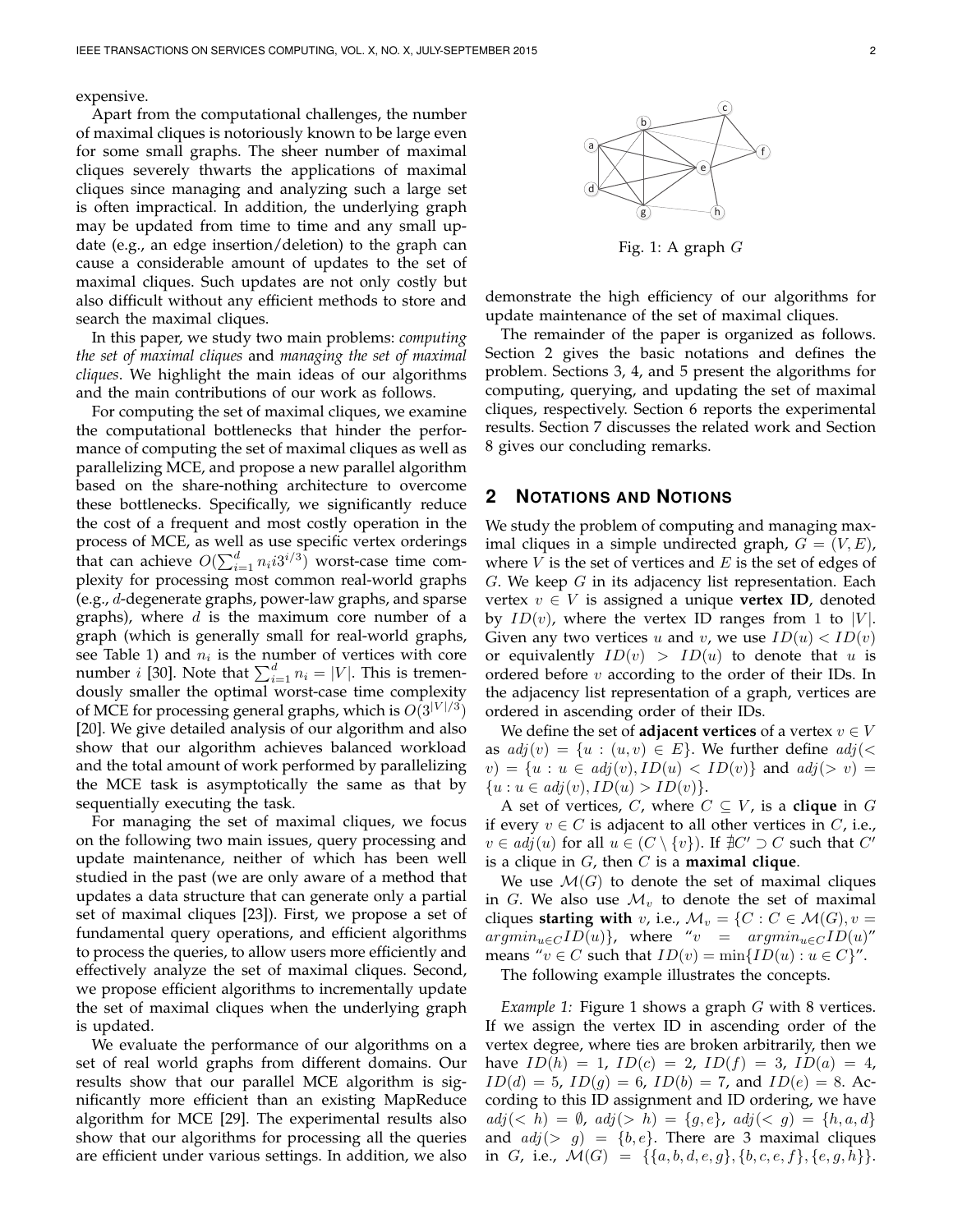expensive.

Apart from the computational challenges, the number of maximal cliques is notoriously known to be large even for some small graphs. The sheer number of maximal cliques severely thwarts the applications of maximal cliques since managing and analyzing such a large set is often impractical. In addition, the underlying graph may be updated from time to time and any small update (e.g., an edge insertion/deletion) to the graph can cause a considerable amount of updates to the set of maximal cliques. Such updates are not only costly but also difficult without any efficient methods to store and search the maximal cliques.

In this paper, we study two main problems: *computing the set of maximal cliques* and *managing the set of maximal cliques*. We highlight the main ideas of our algorithms and the main contributions of our work as follows.

For computing the set of maximal cliques, we examine the computational bottlenecks that hinder the performance of computing the set of maximal cliques as well as parallelizing MCE, and propose a new parallel algorithm based on the share-nothing architecture to overcome these bottlenecks. Specifically, we significantly reduce the cost of a frequent and most costly operation in the process of MCE, as well as use specific vertex orderings that can achieve $O(\sum_{i=1}^{d} n_i i 3^{i/3})$ worst-case time complexity for processing most common real-world graphs (e.g., $d$-degenerate graphs, power-law graphs, and sparse graphs), where $d$ is the maximum core number of a graph (which is generally small for real-world graphs, see Table 1) and $n_i$ is the number of vertices with core number $i$ [30]. Note that $\sum_{i=1}^{d} n_i = |V|$. This is tremendously smaller the optimal worst-case time complexity of MCE for processing general graphs, which is $O(3^{|V|/3})$ [20]. We give detailed analysis of our algorithm and also show that our algorithm achieves balanced workload and the total amount of work performed by parallelizing the MCE task is asymptotically the same as that by sequentially executing the task.

For managing the set of maximal cliques, we focus on the following two main issues, query processing and update maintenance, neither of which has been well studied in the past (we are only aware of a method that updates a data structure that can generate only a partial set of maximal cliques [23]). First, we propose a set of fundamental query operations, and efficient algorithms to process the queries, to allow users more efficiently and effectively analyze the set of maximal cliques. Second, we propose efficient algorithms to incrementally update the set of maximal cliques when the underlying graph is updated.

We evaluate the performance of our algorithms on a set of real world graphs from different domains. Our results show that our parallel MCE algorithm is significantly more efficient than an existing MapReduce algorithm for MCE [29]. The experimental results also show that our algorithms for processing all the queries are efficient under various settings. In addition, we also demonstrate the high efficiency of our algorithms for update maintenance of the set of maximal cliques.

The remainder of the paper is organized as follows. Section 2 gives the basic notations and defines the problem. Sections 3, 4, and 5 present the algorithms for computing, querying, and updating the set of maximal cliques, respectively. Section 6 reports the experimental results. Section 7 discusses the related work and Section 8 gives our concluding remarks.

Fig. 1: A graph $G$

## 2 Notations and Notions

We study the problem of computing and managing maximal cliques in a simple undirected graph, $G = (V, E)$, where $V$ is the set of vertices and $E$ is the set of edges of $G$. We keep $G$ in its adjacency list representation. Each vertex $v \in V$ is assigned a unique **vertex ID**, denoted by $ID(v)$, where the vertex ID ranges from 1 to $|V|$. Given any two vertices $u$ and $v$, we use $ID(u) < ID(v)$ or equivalently $ID(v) > ID(u)$ to denote that $u$ is ordered before $v$ according to the order of their IDs. In the adjacency list representation of a graph, vertices are ordered in ascending order of their IDs.

We define the set of **adjacent vertices** of a vertex $v \in V$ as $adj(v) = \{u : (u, v) \in E\}$. We further define $adj(< v) = \{u : u \in adj(v), ID(u) < ID(v)\}$ and $adj(> v) = \{u : u \in adj(v), ID(u) > ID(v)\}$.

A set of vertices, $C$, where $C \subseteq V$, is a **clique** in $G$ if every $v \in C$ is adjacent to all other vertices in $C$, i.e., $v \in adj(u)$ for all $u \in (C \setminus \{v\})$. If $\nexists C' \supset C$ such that $C'$ is a clique in $G$, then $C$ is a **maximal clique**.

We use $\mathcal{M}(G)$ to denote the set of maximal cliques in $G$. We also use $\mathcal{M}_v$ to denote the set of maximal cliques **starting with** $v$, i.e., $\mathcal{M}_v = \{C : C \in \mathcal{M}(G), v = argmin_{u \in C} ID(u)\}$, where "$v = argmin_{u \in C} ID(u)$" means "$v \in C$ such that $ID(v) = \min\{ID(u) : u \in C\}$".

The following example illustrates the concepts.

*Example 1:* Figure 1 shows a graph $G$ with 8 vertices. If we assign the vertex ID in ascending order of the vertex degree, where ties are broken arbitrarily, then we have $ID(h) = 1$, $ID(c) = 2$, $ID(f) = 3$, $ID(a) = 4$, $ID(d) = 5$, $ID(g) = 6$, $ID(b) = 7$, and $ID(e) = 8$. According to this ID assignment and ID ordering, we have $adj(< h) = \emptyset$, $adj(> h) = \{g, e\}$, $adj(< g) = \{h, a, d\}$ and $adj(> g) = \{b, e\}$. There are 3 maximal cliques in $G$, i.e., $\mathcal{M}(G) = \{\{a, b, d, e, g\}, \{b, c, e, f\}, \{e, g, h\}\}$.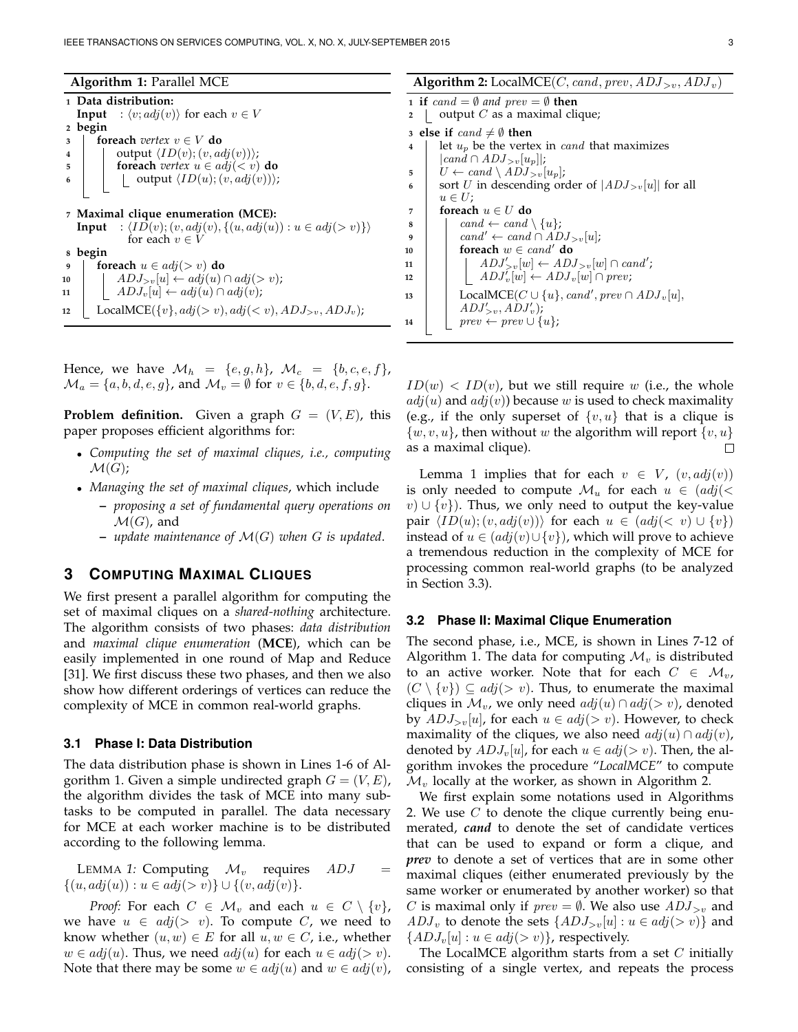**Algorithm 1:** Parallel MCE

```
1  Data distribution:
   Input  : ⟨v; adj(v)⟩ for each v ∈ V
2  begin
3     foreach vertex v ∈ V do
4        output ⟨ID(v); (v, adj(v))⟩;
5        foreach vertex u ∈ adj(< v) do
6           output ⟨ID(u); (v, adj(v))⟩;

7  Maximal clique enumeration (MCE):
   Input  : ⟨ID(v); (v, adj(v), {(u, adj(u)) : u ∈ adj(> v)}⟩
            for each v ∈ V
8  begin
9     foreach u ∈ adj(> v) do
10       ADJ_{>v}[u] ← adj(u) ∩ adj(> v);
11       ADJ_v[u] ← adj(u) ∩ adj(v);
12    LocalMCE({v}, adj(> v), adj(< v), ADJ_{>v}, ADJ_v);
```

**Algorithm 2:** LocalMCE($C, cand, prev, ADJ_{>v}, ADJ_v$)

```
1  if cand = ∅ and prev = ∅ then
2     output C as a maximal clique;
3  else if cand ≠ ∅ then
4     let u_p be the vertex in cand that maximizes
      |cand ∩ ADJ_{>v}[u_p]|;
5     U ← cand \ ADJ_{>v}[u_p];
6     sort U in descending order of |ADJ_{>v}[u]| for all
      u ∈ U;
7     foreach u ∈ U do
8        cand ← cand \ {u};
9        cand' ← cand ∩ ADJ_{>v}[u];
10       foreach w ∈ cand' do
11          ADJ'_{>v}[w] ← ADJ_{>v}[w] ∩ cand';
12          ADJ'_v[w] ← ADJ_v[w] ∩ prev;
13       LocalMCE(C ∪ {u}, cand', prev ∩ ADJ_v[u],
         ADJ'_{>v}, ADJ'_v);
14       prev ← prev ∪ {u};
```

Hence, we have $\mathcal{M}_h = \{e, g, h\}$, $\mathcal{M}_c = \{b, c, e, f\}$, $\mathcal{M}_a = \{a, b, d, e, g\}$, and $\mathcal{M}_v = \emptyset$ for $v \in \{b, d, e, f, g\}$.

**Problem definition.** Given a graph $G = (V, E)$, this paper proposes efficient algorithms for:

- *Computing the set of maximal cliques, i.e., computing* $\mathcal{M}(G)$;
- *Managing the set of maximal cliques*, which include
  - *proposing a set of fundamental query operations on* $\mathcal{M}(G)$, and
  - *update maintenance of* $\mathcal{M}(G)$ *when* $G$ *is updated*.

## 3 Computing Maximal Cliques

We first present a parallel algorithm for computing the set of maximal cliques on a *shared-nothing* architecture. The algorithm consists of two phases: *data distribution* and *maximal clique enumeration* (**MCE**), which can be easily implemented in one round of Map and Reduce [31]. We first discuss these two phases, and then we also show how different orderings of vertices can reduce the complexity of MCE in common real-world graphs.

### 3.1 Phase I: Data Distribution

The data distribution phase is shown in Lines 1-6 of Algorithm 1. Given a simple undirected graph $G = (V, E)$, the algorithm divides the task of MCE into many subtasks to be computed in parallel. The data necessary for MCE at each worker machine is to be distributed according to the following lemma.

Lemma 1: Computing $\mathcal{M}_v$ requires $ADJ = \{(u, adj(u)) : u \in adj(> v)\} \cup \{(v, adj(v)\}$.

*Proof:* For each $C \in \mathcal{M}_v$ and each $u \in C \setminus \{v\}$, we have $u \in adj(> v)$. To compute $C$, we need to know whether $(u, w) \in E$ for all $u, w \in C$, i.e., whether $w \in adj(u)$. Thus, we need $adj(u)$ for each $u \in adj(> v)$. Note that there may be some $w \in adj(u)$ and $w \in adj(v)$, $ID(w) < ID(v)$, but we still require $w$ (i.e., the whole $adj(u)$ and $adj(v)$) because $w$ is used to check maximality (e.g., if the only superset of $\{v, u\}$ that is a clique is $\{w, v, u\}$, then without $w$ the algorithm will report $\{v, u\}$ as a maximal clique). □

Lemma 1 implies that for each $v \in V$, $(v, adj(v))$ is only needed to compute $\mathcal{M}_u$ for each $u \in (adj(< v) \cup \{v\})$. Thus, we only need to output the key-value pair $\langle ID(u); (v, adj(v)) \rangle$ for each $u \in (adj(< v) \cup \{v\})$ instead of $u \in (adj(v) \cup \{v\})$, which will prove to achieve a tremendous reduction in the complexity of MCE for processing common real-world graphs (to be analyzed in Section 3.3).

### 3.2 Phase II: Maximal Clique Enumeration

The second phase, i.e., MCE, is shown in Lines 7-12 of Algorithm 1. The data for computing $\mathcal{M}_v$ is distributed to an active worker. Note that for each $C \in \mathcal{M}_v$, $(C \setminus \{v\}) \subseteq adj(> v)$. Thus, to enumerate the maximal cliques in $\mathcal{M}_v$, we only need $adj(u) \cap adj(> v)$, denoted by $ADJ_{>v}[u]$, for each $u \in adj(> v)$. However, to check maximality of the cliques, we also need $adj(u) \cap adj(v)$, denoted by $ADJ_v[u]$, for each $u \in adj(> v)$. Then, the algorithm invokes the procedure "*LocalMCE*" to compute $\mathcal{M}_v$ locally at the worker, as shown in Algorithm 2.

We first explain some notations used in Algorithms 2. We use $C$ to denote the clique currently being enumerated, ***cand*** to denote the set of candidate vertices that can be used to expand or form a clique, and ***prev*** to denote a set of vertices that are in some other maximal cliques (either enumerated previously by the same worker or enumerated by another worker) so that $C$ is maximal only if $prev = \emptyset$. We also use $ADJ_{>v}$ and $ADJ_v$ to denote the sets $\{ADJ_{>v}[u] : u \in adj(> v)\}$ and $\{ADJ_v[u] : u \in adj(> v)\}$, respectively.

The LocalMCE algorithm starts from a set $C$ initially consisting of a single vertex, and repeats the process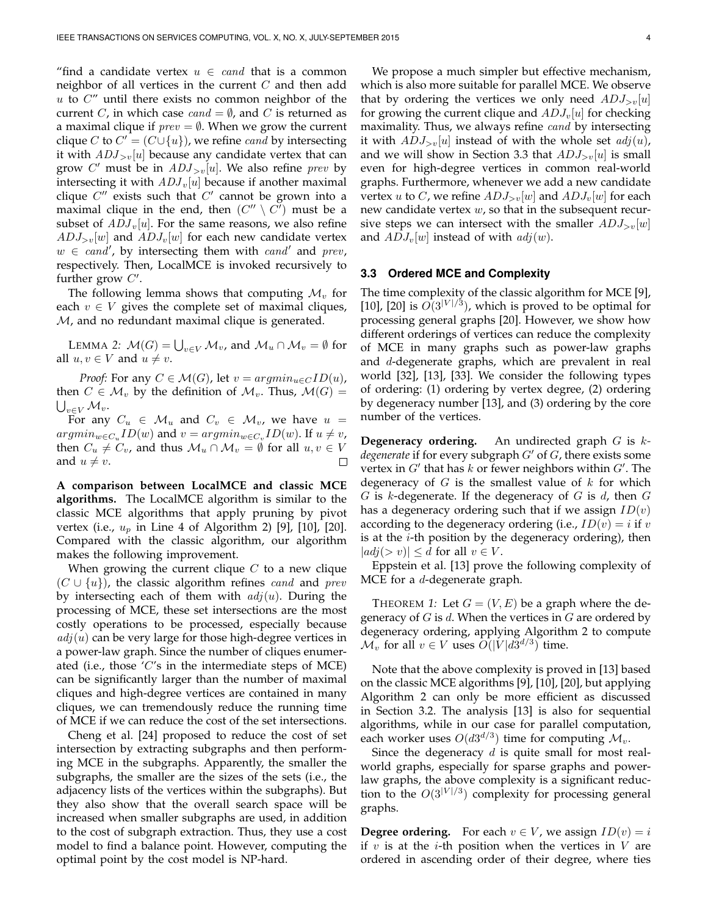"find a candidate vertex $u \in cand$ that is a common neighbor of all vertices in the current $C$ and then add $u$ to $C$" until there exists no common neighbor of the current $C$, in which case $cand = \emptyset$, and $C$ is returned as a maximal clique if $prev = \emptyset$. When we grow the current clique $C$ to $C' = (C \cup \{u\})$, we refine $cand$ by intersecting it with $ADJ_{>v}[u]$ because any candidate vertex that can grow $C'$ must be in $ADJ_{>v}[u]$. We also refine $prev$ by intersecting it with $ADJ_v[u]$ because if another maximal clique $C''$ exists such that $C'$ cannot be grown into a maximal clique in the end, then $(C'' \setminus C')$ must be a subset of $ADJ_v[u]$. For the same reasons, we also refine $ADJ_{>v}[w]$ and $ADJ_v[w]$ for each new candidate vertex $w \in cand'$, by intersecting them with $cand'$ and $prev$, respectively. Then, LocalMCE is invoked recursively to further grow $C'$.

The following lemma shows that computing $\mathcal{M}_v$ for each $v \in V$ gives the complete set of maximal cliques, $\mathcal{M}$, and no redundant maximal clique is generated.

LEMMA 2: $\mathcal{M}(G) = \bigcup_{v \in V} \mathcal{M}_v$, and $\mathcal{M}_u \cap \mathcal{M}_v = \emptyset$ for all $u, v \in V$ and $u \neq v$.

*Proof:* For any $C \in \mathcal{M}(G)$, let $v = argmin_{u \in C} ID(u)$, then $C \in \mathcal{M}_v$ by the definition of $\mathcal{M}_v$. Thus, $\mathcal{M}(G) = \bigcup_{v \in V} \mathcal{M}_v$.

For any $C_u \in \mathcal{M}_u$ and $C_v \in \mathcal{M}_v$, we have $u = argmin_{w \in C_u} ID(w)$ and $v = argmin_{w \in C_v} ID(w)$. If $u \neq v$, then $C_u \neq C_v$, and thus $\mathcal{M}_u \cap \mathcal{M}_v = \emptyset$ for all $u, v \in V$ and $u \neq v$. □

**A comparison between LocalMCE and classic MCE algorithms.** The LocalMCE algorithm is similar to the classic MCE algorithms that apply pruning by pivot vertex (i.e., $u_p$ in Line 4 of Algorithm 2) [9], [10], [20]. Compared with the classic algorithm, our algorithm makes the following improvement.

When growing the current clique $C$ to a new clique $(C \cup \{u\})$, the classic algorithm refines $cand$ and $prev$ by intersecting each of them with $adj(u)$. During the processing of MCE, these set intersections are the most costly operations to be processed, especially because $adj(u)$ can be very large for those high-degree vertices in a power-law graph. Since the number of cliques enumerated (i.e., those '$C$'s in the intermediate steps of MCE) can be significantly larger than the number of maximal cliques and high-degree vertices are contained in many cliques, we can tremendously reduce the running time of MCE if we can reduce the cost of the set intersections.

Cheng et al. [24] proposed to reduce the cost of set intersection by extracting subgraphs and then performing MCE in the subgraphs. Apparently, the smaller the subgraphs, the smaller are the sizes of the sets (i.e., the adjacency lists of the vertices within the subgraphs). But they also show that the overall search space will be increased when smaller subgraphs are used, in addition to the cost of subgraph extraction. Thus, they use a cost model to find a balance point. However, computing the optimal point by the cost model is NP-hard.

We propose a much simpler but effective mechanism, which is also more suitable for parallel MCE. We observe that by ordering the vertices we only need $ADJ_{>v}[u]$ for growing the current clique and $ADJ_v[u]$ for checking maximality. Thus, we always refine $cand$ by intersecting it with $ADJ_{>v}[u]$ instead of with the whole set $adj(u)$, and we will show in Section 3.3 that $ADJ_{>v}[u]$ is small even for high-degree vertices in common real-world graphs. Furthermore, whenever we add a new candidate vertex $u$ to $C$, we refine $ADJ_{>v}[w]$ and $ADJ_v[w]$ for each new candidate vertex $w$, so that in the subsequent recursive steps we can intersect with the smaller $ADJ_{>v}[w]$ and $ADJ_v[w]$ instead of with $adj(w)$.

### 3.3 Ordered MCE and Complexity

The time complexity of the classic algorithm for MCE [9], [10], [20] is $O(3^{|V|/3})$, which is proved to be optimal for processing general graphs [20]. However, we show how different orderings of vertices can reduce the complexity of MCE in many graphs such as power-law graphs and $d$-degenerate graphs, which are prevalent in real world [32], [13], [33]. We consider the following types of ordering: (1) ordering by vertex degree, (2) ordering by degeneracy number [13], and (3) ordering by the core number of the vertices.

**Degeneracy ordering.** An undirected graph $G$ is $k$-*degenerate* if for every subgraph $G'$ of $G$, there exists some vertex in $G'$ that has $k$ or fewer neighbors within $G'$. The degeneracy of $G$ is the smallest value of $k$ for which $G$ is $k$-degenerate. If the degeneracy of $G$ is $d$, then $G$ has a degeneracy ordering such that if we assign $ID(v)$ according to the degeneracy ordering (i.e., $ID(v) = i$ if $v$ is at the $i$-th position by the degeneracy ordering), then $|adj(>v)| \leq d$ for all $v \in V$.

Eppstein et al. [13] prove the following complexity of MCE for a $d$-degenerate graph.

THEOREM 1: Let $G = (V, E)$ be a graph where the degeneracy of $G$ is $d$. When the vertices in $G$ are ordered by degeneracy ordering, applying Algorithm 2 to compute $\mathcal{M}_v$ for all $v \in V$ uses $O(|V|d3^{d/3})$ time.

Note that the above complexity is proved in [13] based on the classic MCE algorithms [9], [10], [20], but applying Algorithm 2 can only be more efficient as discussed in Section 3.2. The analysis [13] is also for sequential algorithms, while in our case for parallel computation, each worker uses $O(d3^{d/3})$ time for computing $\mathcal{M}_v$.

Since the degeneracy $d$ is quite small for most real-world graphs, especially for sparse graphs and power-law graphs, the above complexity is a significant reduction to the $O(3^{|V|/3})$ complexity for processing general graphs.

**Degree ordering.** For each $v \in V$, we assign $ID(v) = i$ if $v$ is at the $i$-th position when the vertices in $V$ are ordered in ascending order of their degree, where ties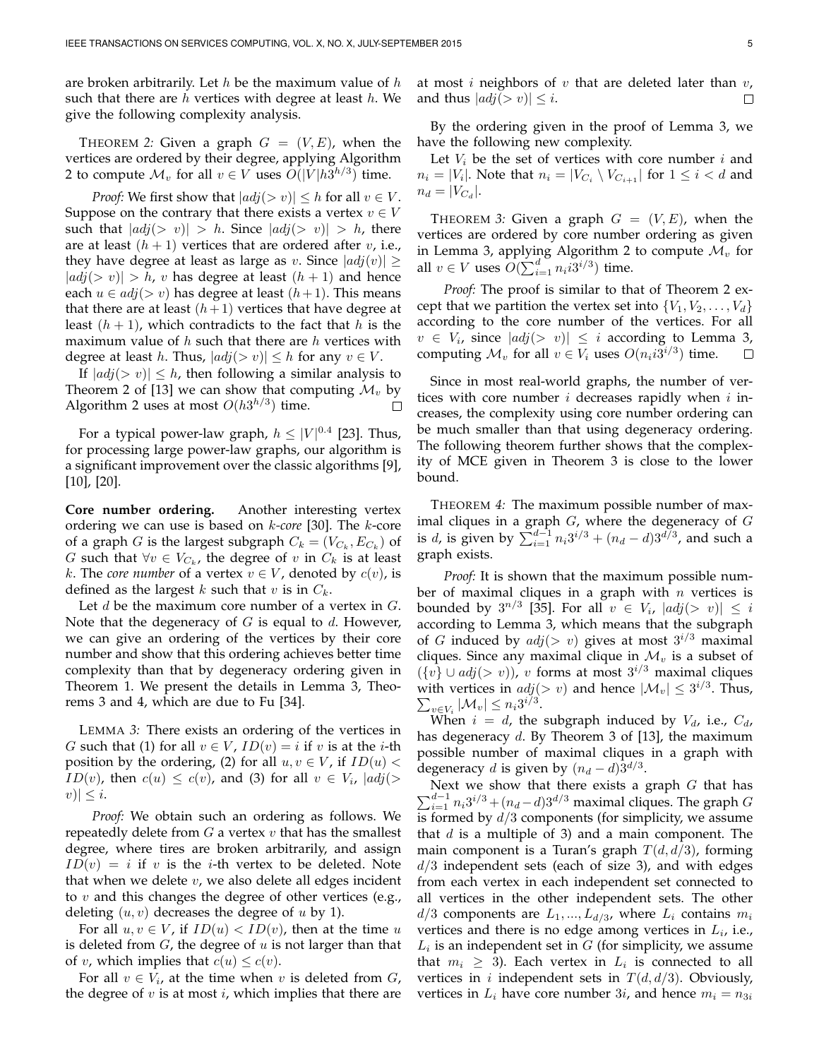are broken arbitrarily. Let $h$ be the maximum value of $h$ such that there are $h$ vertices with degree at least $h$. We give the following complexity analysis.

THEOREM 2: Given a graph $G = (V, E)$, when the vertices are ordered by their degree, applying Algorithm 2 to compute $\mathcal{M}_v$ for all $v \in V$ uses $O(|V|h3^{h/3})$ time.

*Proof:* We first show that $|adj(> v)| \leq h$ for all $v \in V$. Suppose on the contrary that there exists a vertex $v \in V$ such that $|adj(> v)| > h$. Since $|adj(> v)| > h$, there are at least $(h+1)$ vertices that are ordered after $v$, i.e., they have degree at least as large as $v$. Since $|adj(v)| \geq |adj(> v)| > h$, $v$ has degree at least $(h+1)$ and hence each $u \in adj(> v)$ has degree at least $(h+1)$. This means that there are at least $(h+1)$ vertices that have degree at least $(h+1)$, which contradicts to the fact that $h$ is the maximum value of $h$ such that there are $h$ vertices with degree at least $h$. Thus, $|adj(> v)| \leq h$ for any $v \in V$.

If $|adj(> v)| \leq h$, then following a similar analysis to Theorem 2 of [13] we can show that computing $\mathcal{M}_v$ by Algorithm 2 uses at most $O(h3^{h/3})$ time. ☐

For a typical power-law graph, $h \leq |V|^{0.4}$ [23]. Thus, for processing large power-law graphs, our algorithm is a significant improvement over the classic algorithms [9], [10], [20].

**Core number ordering.** Another interesting vertex ordering we can use is based on *k-core* [30]. The $k$-core of a graph $G$ is the largest subgraph $C_k = (V_{C_k}, E_{C_k})$ of $G$ such that $\forall v \in V_{C_k}$, the degree of $v$ in $C_k$ is at least $k$. The *core number* of a vertex $v \in V$, denoted by $c(v)$, is defined as the largest $k$ such that $v$ is in $C_k$.

Let $d$ be the maximum core number of a vertex in $G$. Note that the degeneracy of $G$ is equal to $d$. However, we can give an ordering of the vertices by their core number and show that this ordering achieves better time complexity than that by degeneracy ordering given in Theorem 1. We present the details in Lemma 3, Theorems 3 and 4, which are due to Fu [34].

LEMMA 3: There exists an ordering of the vertices in $G$ such that (1) for all $v \in V$, $ID(v) = i$ if $v$ is at the $i$-th position by the ordering, (2) for all $u, v \in V$, if $ID(u) < ID(v)$, then $c(u) \leq c(v)$, and (3) for all $v \in V_i$, $|adj(> v)| \leq i$.

*Proof:* We obtain such an ordering as follows. We repeatedly delete from $G$ a vertex $v$ that has the smallest degree, where tires are broken arbitrarily, and assign $ID(v) = i$ if $v$ is the $i$-th vertex to be deleted. Note that when we delete $v$, we also delete all edges incident to $v$ and this changes the degree of other vertices (e.g., deleting $(u, v)$ decreases the degree of $u$ by 1).

For all $u, v \in V$, if $ID(u) < ID(v)$, then at the time $u$ is deleted from $G$, the degree of $u$ is not larger than that of $v$, which implies that $c(u) \leq c(v)$.

For all $v \in V_i$, at the time when $v$ is deleted from $G$, the degree of $v$ is at most $i$, which implies that there are at most $i$ neighbors of $v$ that are deleted later than $v$, and thus $|adj(> v)| \leq i$. ☐

By the ordering given in the proof of Lemma 3, we have the following new complexity.

Let $V_i$ be the set of vertices with core number $i$ and $n_i = |V_i|$. Note that $n_i = |V_{C_i} \setminus V_{C_{i+1}}|$ for $1 \leq i < d$ and $n_d = |V_{C_d}|$.

THEOREM 3: Given a graph $G = (V, E)$, when the vertices are ordered by core number ordering as given in Lemma 3, applying Algorithm 2 to compute $\mathcal{M}_v$ for all $v \in V$ uses $O(\sum_{i=1}^{d} n_i i 3^{i/3})$ time.

*Proof:* The proof is similar to that of Theorem 2 except that we partition the vertex set into $\{V_1, V_2, \ldots, V_d\}$ according to the core number of the vertices. For all $v \in V_i$, since $|adj(> v)| \leq i$ according to Lemma 3, computing $\mathcal{M}_v$ for all $v \in V_i$ uses $O(n_i i 3^{i/3})$ time. ☐

Since in most real-world graphs, the number of vertices with core number $i$ decreases rapidly when $i$ increases, the complexity using core number ordering can be much smaller than that using degeneracy ordering. The following theorem further shows that the complexity of MCE given in Theorem 3 is close to the lower bound.

THEOREM 4: The maximum possible number of maximal cliques in a graph $G$, where the degeneracy of $G$ is $d$, is given by $\sum_{i=1}^{d-1} n_i 3^{i/3} + (n_d - d)3^{d/3}$, and such a graph exists.

*Proof:* It is shown that the maximum possible number of maximal cliques in a graph with $n$ vertices is bounded by $3^{n/3}$ [35]. For all $v \in V_i$, $|adj(> v)| \leq i$ according to Lemma 3, which means that the subgraph of $G$ induced by $adj(> v)$ gives at most $3^{i/3}$ maximal cliques. Since any maximal clique in $\mathcal{M}_v$ is a subset of $(\{v\} \cup adj(> v))$, $v$ forms at most $3^{i/3}$ maximal cliques with vertices in $adj(> v)$ and hence $|\mathcal{M}_v| \leq 3^{i/3}$. Thus, $\sum_{v \in V_i} |\mathcal{M}_v| \leq n_i 3^{i/3}$.

When $i = d$, the subgraph induced by $V_d$, i.e., $C_d$, has degeneracy $d$. By Theorem 3 of [13], the maximum possible number of maximal cliques in a graph with degeneracy $d$ is given by $(n_d - d)3^{d/3}$.

Next we show that there exists a graph $G$ that has $\sum_{i=1}^{d-1} n_i 3^{i/3} + (n_d - d)3^{d/3}$ maximal cliques. The graph $G$ is formed by $d/3$ components (for simplicity, we assume that $d$ is a multiple of 3) and a main component. The main component is a Turan's graph $T(d, d/3)$, forming $d/3$ independent sets (each of size 3), and with edges from each vertex in each independent set connected to all vertices in the other independent sets. The other $d/3$ components are $L_1, \ldots, L_{d/3}$, where $L_i$ contains $m_i$ vertices and there is no edge among vertices in $L_i$, i.e., $L_i$ is an independent set in $G$ (for simplicity, we assume that $m_i \geq 3$). Each vertex in $L_i$ is connected to all vertices in $i$ independent sets in $T(d, d/3)$. Obviously, vertices in $L_i$ have core number $3i$, and hence $m_i = n_{3i}$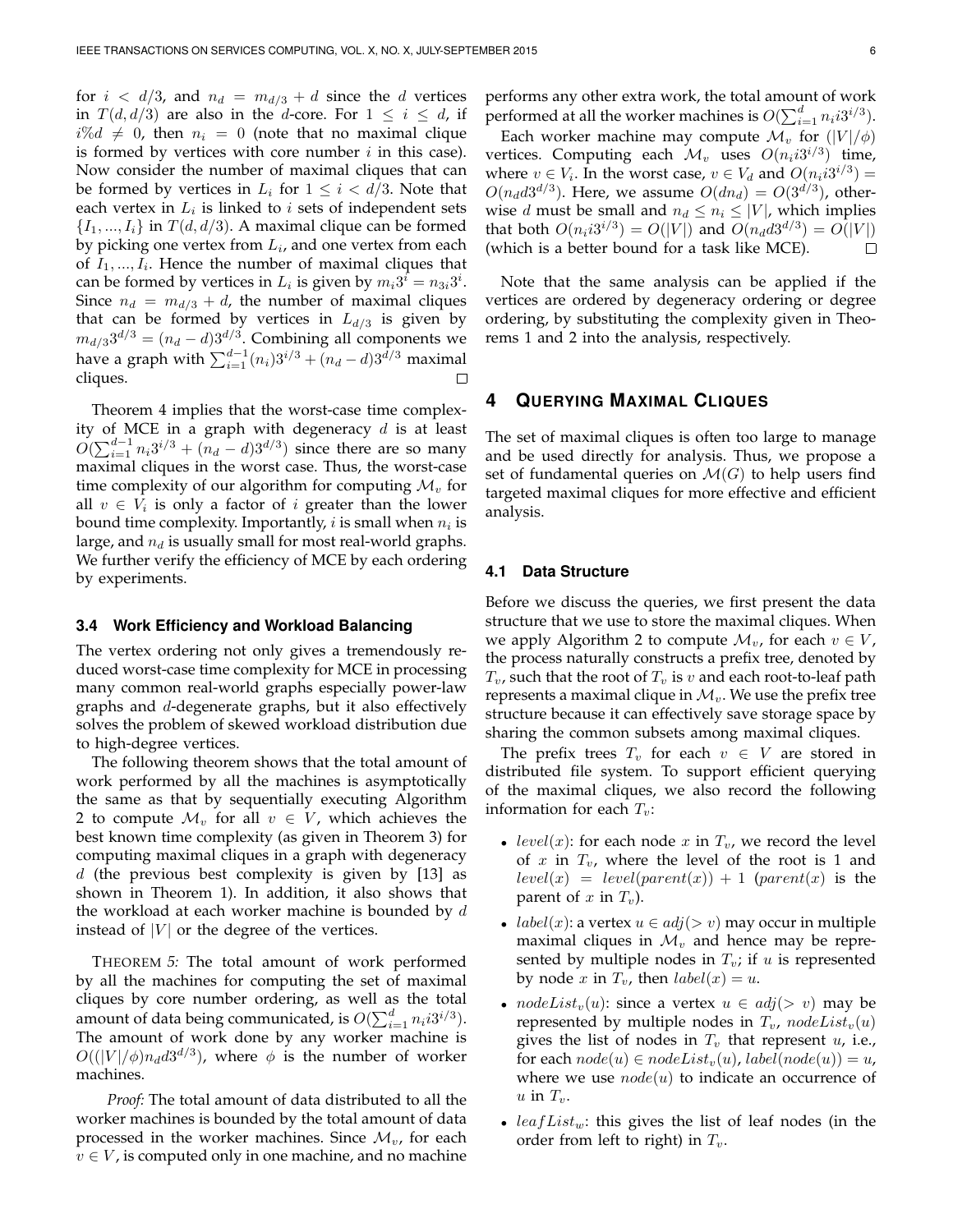for $i < d/3$, and $n_d = m_{d/3} + d$ since the $d$ vertices in $T(d, d/3)$ are also in the $d$-core. For $1 \leq i \leq d$, if $i\%d \neq 0$, then $n_i = 0$ (note that no maximal clique is formed by vertices with core number $i$ in this case). Now consider the number of maximal cliques that can be formed by vertices in $L_i$ for $1 \leq i < d/3$. Note that each vertex in $L_i$ is linked to $i$ sets of independent sets $\{I_1, ..., I_i\}$ in $T(d, d/3)$. A maximal clique can be formed by picking one vertex from $L_i$, and one vertex from each of $I_1, ..., I_i$. Hence the number of maximal cliques that can be formed by vertices in $L_i$ is given by $m_i 3^i = n_{3i} 3^i$. Since $n_d = m_{d/3} + d$, the number of maximal cliques that can be formed by vertices in $L_{d/3}$ is given by $m_{d/3} 3^{d/3} = (n_d - d) 3^{d/3}$. Combining all components we have a graph with $\sum_{i=1}^{d-1} (n_i) 3^{i/3} + (n_d - d) 3^{d/3}$ maximal cliques. □

Theorem 4 implies that the worst-case time complexity of MCE in a graph with degeneracy $d$ is at least $O(\sum_{i=1}^{d-1} n_i 3^{i/3} + (n_d - d) 3^{d/3})$ since there are so many maximal cliques in the worst case. Thus, the worst-case time complexity of our algorithm for computing $\mathcal{M}_v$ for all $v \in V_i$ is only a factor of $i$ greater than the lower bound time complexity. Importantly, $i$ is small when $n_i$ is large, and $n_d$ is usually small for most real-world graphs. We further verify the efficiency of MCE by each ordering by experiments.

### 3.4 Work Efficiency and Workload Balancing

The vertex ordering not only gives a tremendously reduced worst-case time complexity for MCE in processing many common real-world graphs especially power-law graphs and $d$-degenerate graphs, but it also effectively solves the problem of skewed workload distribution due to high-degree vertices.

The following theorem shows that the total amount of work performed by all the machines is asymptotically the same as that by sequentially executing Algorithm 2 to compute $\mathcal{M}_v$ for all $v \in V$, which achieves the best known time complexity (as given in Theorem 3) for computing maximal cliques in a graph with degeneracy $d$ (the previous best complexity is given by [13] as shown in Theorem 1). In addition, it also shows that the workload at each worker machine is bounded by $d$ instead of $|V|$ or the degree of the vertices.

THEOREM 5: *The total amount of work performed by all the machines for computing the set of maximal cliques by core number ordering, as well as the total amount of data being communicated, is $O(\sum_{i=1}^{d} n_i i 3^{i/3})$. The amount of work done by any worker machine is $O((|V|/\phi) n_d d 3^{d/3})$, where $\phi$ is the number of worker machines.*

*Proof:* The total amount of data distributed to all the worker machines is bounded by the total amount of data processed in the worker machines. Since $\mathcal{M}_v$, for each $v \in V$, is computed only in one machine, and no machine performs any other extra work, the total amount of work performed at all the worker machines is $O(\sum_{i=1}^{d} n_i i 3^{i/3})$.

Each worker machine may compute $\mathcal{M}_v$ for $(|V|/\phi)$ vertices. Computing each $\mathcal{M}_v$ uses $O(n_i i 3^{i/3})$ time, where $v \in V_i$. In the worst case, $v \in V_d$ and $O(n_i i 3^{i/3}) = O(n_d d 3^{d/3})$. Here, we assume $O(d n_d) = O(3^{d/3})$, otherwise $d$ must be small and $n_d \leq n_i \leq |V|$, which implies that both $O(n_i i 3^{i/3}) = O(|V|)$ and $O(n_d d 3^{d/3}) = O(|V|)$ (which is a better bound for a task like MCE). □

Note that the same analysis can be applied if the vertices are ordered by degeneracy ordering or degree ordering, by substituting the complexity given in Theorems 1 and 2 into the analysis, respectively.

## 4 Querying Maximal Cliques

The set of maximal cliques is often too large to manage and be used directly for analysis. Thus, we propose a set of fundamental queries on $\mathcal{M}(G)$ to help users find targeted maximal cliques for more effective and efficient analysis.

### 4.1 Data Structure

Before we discuss the queries, we first present the data structure that we use to store the maximal cliques. When we apply Algorithm 2 to compute $\mathcal{M}_v$, for each $v \in V$, the process naturally constructs a prefix tree, denoted by $T_v$, such that the root of $T_v$ is $v$ and each root-to-leaf path represents a maximal clique in $\mathcal{M}_v$. We use the prefix tree structure because it can effectively save storage space by sharing the common subsets among maximal cliques.

The prefix trees $T_v$ for each $v \in V$ are stored in distributed file system. To support efficient querying of the maximal cliques, we also record the following information for each $T_v$:

- $level(x)$: for each node $x$ in $T_v$, we record the level of $x$ in $T_v$, where the level of the root is 1 and $level(x) = level(parent(x)) + 1$ ($parent(x)$ is the parent of $x$ in $T_v$).
- $label(x)$: a vertex $u \in adj(> v)$ may occur in multiple maximal cliques in $\mathcal{M}_v$ and hence may be represented by multiple nodes in $T_v$; if $u$ is represented by node $x$ in $T_v$, then $label(x) = u$.
- $nodeList_v(u)$: since a vertex $u \in adj(> v)$ may be represented by multiple nodes in $T_v$, $nodeList_v(u)$ gives the list of nodes in $T_v$ that represent $u$, i.e., for each $node(u) \in nodeList_v(u)$, $label(node(u)) = u$, where we use $node(u)$ to indicate an occurrence of $u$ in $T_v$.
- $leafList_w$: this gives the list of leaf nodes (in the order from left to right) in $T_v$.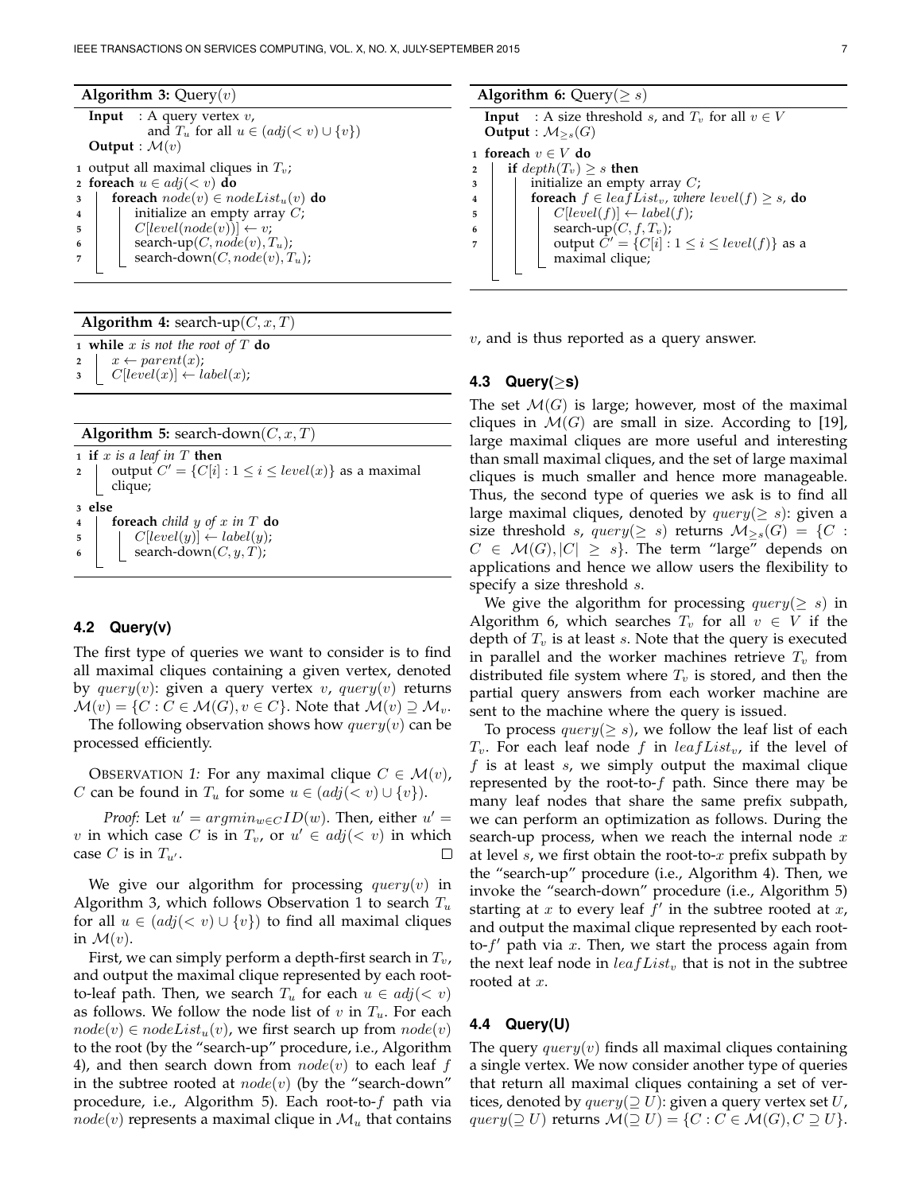**Algorithm 3:** Query($v$)

```
Input   : A query vertex v,
          and T_u for all u ∈ (adj(< v) ∪ {v})
Output  : M(v)
1 output all maximal cliques in T_v;
2 foreach u ∈ adj(< v) do
3     foreach node(v) ∈ nodeList_u(v) do
4         initialize an empty array C;
5         C[level(node(v))] ← v;
6         search-up(C, node(v), T_u);
7         search-down(C, node(v), T_u);
```

**Algorithm 4:** search-up($C, x, T$)

```
1 while x is not the root of T do
2     x ← parent(x);
3     C[level(x)] ← label(x);
```

**Algorithm 5:** search-down($C, x, T$)

```
1 if x is a leaf in T then
2     output C' = {C[i] : 1 ≤ i ≤ level(x)} as a maximal
      clique;
3 else
4     foreach child y of x in T do
5         C[level(y)] ← label(y);
6         search-down(C, y, T);
```

### 4.2 Query(v)

The first type of queries we want to consider is to find all maximal cliques containing a given vertex, denoted by $query(v)$: given a query vertex $v$, $query(v)$ returns $\mathcal{M}(v) = \{C : C \in \mathcal{M}(G), v \in C\}$. Note that $\mathcal{M}(v) \supseteq \mathcal{M}_v$.

The following observation shows how $query(v)$ can be processed efficiently.

OBSERVATION 1: For any maximal clique $C \in \mathcal{M}(v)$, $C$ can be found in $T_u$ for some $u \in (adj(< v) \cup \{v\})$.

*Proof:* Let $u' = argmin_{w \in C} ID(w)$. Then, either $u' = v$ in which case $C$ is in $T_v$, or $u' \in adj(< v)$ in which case $C$ is in $T_{u'}$. □

We give our algorithm for processing $query(v)$ in Algorithm 3, which follows Observation 1 to search $T_u$ for all $u \in (adj(< v) \cup \{v\})$ to find all maximal cliques in $\mathcal{M}(v)$.

First, we can simply perform a depth-first search in $T_v$, and output the maximal clique represented by each root-to-leaf path. Then, we search $T_u$ for each $u \in adj(< v)$ as follows. We follow the node list of $v$ in $T_u$. For each $node(v) \in nodeList_u(v)$, we first search up from $node(v)$ to the root (by the "search-up" procedure, i.e., Algorithm 4), and then search down from $node(v)$ to each leaf $f$ in the subtree rooted at $node(v)$ (by the "search-down" procedure, i.e., Algorithm 5). Each root-to-$f$ path via $node(v)$ represents a maximal clique in $\mathcal{M}_u$ that contains $v$, and is thus reported as a query answer.

**Algorithm 6:** Query($\geq s$)

```
Input   : A size threshold s, and T_v for all v ∈ V
Output  : M_{≥s}(G)
1 foreach v ∈ V do
2     if depth(T_v) ≥ s then
3         initialize an empty array C;
4         foreach f ∈ leafList_v, where level(f) ≥ s, do
5             C[level(f)] ← label(f);
6             search-up(C, f, T_v);
7             output C' = {C[i] : 1 ≤ i ≤ level(f)} as a
              maximal clique;
```

### 4.3 Query(≥s)

The set $\mathcal{M}(G)$ is large; however, most of the maximal cliques in $\mathcal{M}(G)$ are small in size. According to [19], large maximal cliques are more useful and interesting than small maximal cliques, and the set of large maximal cliques is much smaller and hence more manageable. Thus, the second type of queries we ask is to find all large maximal cliques, denoted by $query(\geq s)$: given a size threshold $s$, $query(\geq s)$ returns $\mathcal{M}_{\geq s}(G) = \{C : C \in \mathcal{M}(G), |C| \geq s\}$. The term "large" depends on applications and hence we allow users the flexibility to specify a size threshold $s$.

We give the algorithm for processing $query(\geq s)$ in Algorithm 6, which searches $T_v$ for all $v \in V$ if the depth of $T_v$ is at least $s$. Note that the query is executed in parallel and the worker machines retrieve $T_v$ from distributed file system where $T_v$ is stored, and then the partial query answers from each worker machine are sent to the machine where the query is issued.

To process $query(\geq s)$, we follow the leaf list of each $T_v$. For each leaf node $f$ in $leafList_v$, if the level of $f$ is at least $s$, we simply output the maximal clique represented by the root-to-$f$ path. Since there may be many leaf nodes that share the same prefix subpath, we can perform an optimization as follows. During the search-up process, when we reach the internal node $x$ at level $s$, we first obtain the root-to-$x$ prefix subpath by the "search-up" procedure (i.e., Algorithm 4). Then, we invoke the "search-down" procedure (i.e., Algorithm 5) starting at $x$ to every leaf $f'$ in the subtree rooted at $x$, and output the maximal clique represented by each root-to-$f'$ path via $x$. Then, we start the process again from the next leaf node in $leafList_v$ that is not in the subtree rooted at $x$.

### 4.4 Query(U)

The query $query(v)$ finds all maximal cliques containing a single vertex. We now consider another type of queries that return all maximal cliques containing a set of vertices, denoted by $query(\supseteq U)$: given a query vertex set $U$, $query(\supseteq U)$ returns $\mathcal{M}(\supseteq U) = \{C : C \in \mathcal{M}(G), C \supseteq U\}$.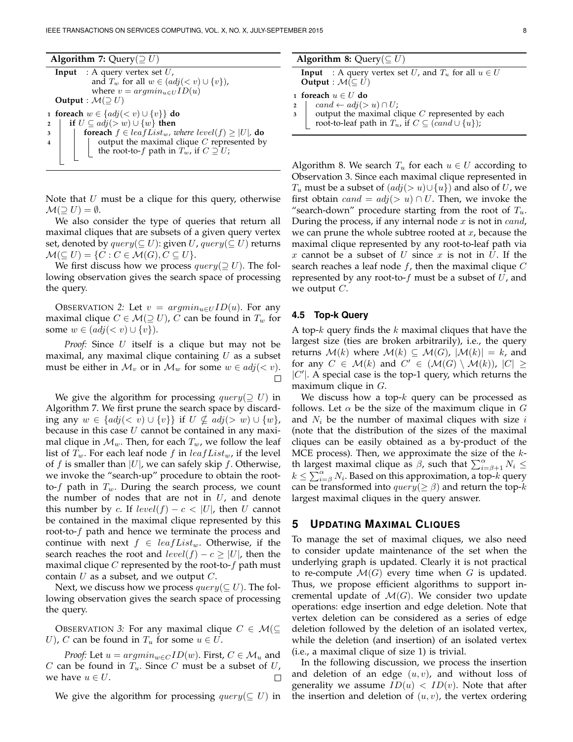**Algorithm 7:** Query($\supseteq U$)

```
Input  : A query vertex set U,
         and T_w for all w ∈ (adj(< v) ∪ {v}),
         where v = argmin_{u∈U} ID(u)
Output : M(⊇ U)
1 foreach w ∈ {adj(< v) ∪ {v}} do
2   if U ⊆ adj(> w) ∪ {w} then
3     foreach f ∈ leafList_w, where level(f) ≥ |U|, do
4       output the maximal clique C represented by
        the root-to-f path in T_w, if C ⊇ U;
```

Note that $U$ must be a clique for this query, otherwise $\mathcal{M}(\supseteq U) = \emptyset$.

We also consider the type of queries that return all maximal cliques that are subsets of a given query vertex set, denoted by $query(\subseteq U)$: given $U$, $query(\subseteq U)$ returns $\mathcal{M}(\subseteq U) = \{C : C \in \mathcal{M}(G), C \subseteq U\}$.

We first discuss how we process $query(\supseteq U)$. The following observation gives the search space of processing the query.

OBSERVATION 2: Let $v = argmin_{u \in U} ID(u)$. For any maximal clique $C \in \mathcal{M}(\supseteq U)$, $C$ can be found in $T_w$ for some $w \in (adj(< v) \cup \{v\})$.

*Proof:* Since $U$ itself is a clique but may not be maximal, any maximal clique containing $U$ as a subset must be either in $\mathcal{M}_v$ or in $\mathcal{M}_w$ for some $w \in adj(< v)$. □

We give the algorithm for processing $query(\supseteq U)$ in Algorithm 7. We first prune the search space by discarding any $w \in \{adj(< v) \cup \{v\}\}$ if $U \nsubseteq adj(> w) \cup \{w\}$, because in this case $U$ cannot be contained in any maximal clique in $\mathcal{M}_w$. Then, for each $T_w$, we follow the leaf list of $T_w$. For each leaf node $f$ in $leafList_w$, if the level of $f$ is smaller than $|U|$, we can safely skip $f$. Otherwise, we invoke the "search-up" procedure to obtain the root-to-$f$ path in $T_w$. During the search process, we count the number of nodes that are not in $U$, and denote this number by $c$. If $level(f) - c < |U|$, then $U$ cannot be contained in the maximal clique represented by this root-to-$f$ path and hence we terminate the process and continue with next $f \in leafList_w$. Otherwise, if the search reaches the root and $level(f) - c \geq |U|$, then the maximal clique $C$ represented by the root-to-$f$ path must contain $U$ as a subset, and we output $C$.

Next, we discuss how we process $query(\subseteq U)$. The following observation gives the search space of processing the query.

OBSERVATION 3: For any maximal clique $C \in \mathcal{M}(\subseteq U)$, $C$ can be found in $T_u$ for some $u \in U$.

*Proof:* Let $u = argmin_{w \in C} ID(w)$. First, $C \in \mathcal{M}_u$ and $C$ can be found in $T_u$. Since $C$ must be a subset of $U$, we have $u \in U$. □

We give the algorithm for processing $query(\subseteq U)$ in Algorithm 8. We search $T_u$ for each $u \in U$ according to Observation 3. Since each maximal clique represented in $T_u$ must be a subset of $(adj(> u) \cup \{u\})$ and also of $U$, we first obtain $cand = adj(> u) \cap U$. Then, we invoke the "search-down" procedure starting from the root of $T_u$. During the process, if any internal node $x$ is not in $cand$, we can prune the whole subtree rooted at $x$, because the maximal clique represented by any root-to-leaf path via $x$ cannot be a subset of $U$ since $x$ is not in $U$. If the search reaches a leaf node $f$, then the maximal clique $C$ represented by any root-to-$f$ must be a subset of $U$, and we output $C$.

**Algorithm 8:** Query($\subseteq U$)

```
Input  : A query vertex set U, and T_u for all u ∈ U
Output : M(⊆ U)
1 foreach u ∈ U do
2   cand ← adj(> u) ∩ U;
3   output the maximal clique C represented by each
    root-to-leaf path in T_u, if C ⊆ (cand ∪ {u});
```

### 4.5 Top-k Query

A top-$k$ query finds the $k$ maximal cliques that have the largest size (ties are broken arbitrarily), i.e., the query returns $\mathcal{M}(k)$ where $\mathcal{M}(k) \subseteq \mathcal{M}(G)$, $|\mathcal{M}(k)| = k$, and for any $C \in \mathcal{M}(k)$ and $C' \in (\mathcal{M}(G) \setminus \mathcal{M}(k))$, $|C| \geq |C'|$. A special case is the top-1 query, which returns the maximum clique in $G$.

We discuss how a top-$k$ query can be processed as follows. Let $\alpha$ be the size of the maximum clique in $G$ and $N_i$ be the number of maximal cliques with size $i$ (note that the distribution of the sizes of the maximal cliques can be easily obtained as a by-product of the MCE process). Then, we approximate the size of the $k$-th largest maximal clique as $\beta$, such that $\sum_{i=\beta+1}^{\alpha} N_i \leq k \leq \sum_{i=\beta}^{\alpha} N_i$. Based on this approximation, a top-$k$ query can be transformed into $query(\geq \beta)$ and return the top-$k$ largest maximal cliques in the query answer.

## 5 UPDATING MAXIMAL CLIQUES

To manage the set of maximal cliques, we also need to consider update maintenance of the set when the underlying graph is updated. Clearly it is not practical to re-compute $\mathcal{M}(G)$ every time when $G$ is updated. Thus, we propose efficient algorithms to support incremental update of $\mathcal{M}(G)$. We consider two update operations: edge insertion and edge deletion. Note that vertex deletion can be considered as a series of edge deletion followed by the deletion of an isolated vertex, while the deletion (and insertion) of an isolated vertex (i.e., a maximal clique of size 1) is trivial.

In the following discussion, we process the insertion and deletion of an edge $(u, v)$, and without loss of generality we assume $ID(u) < ID(v)$. Note that after the insertion and deletion of $(u, v)$, the vertex ordering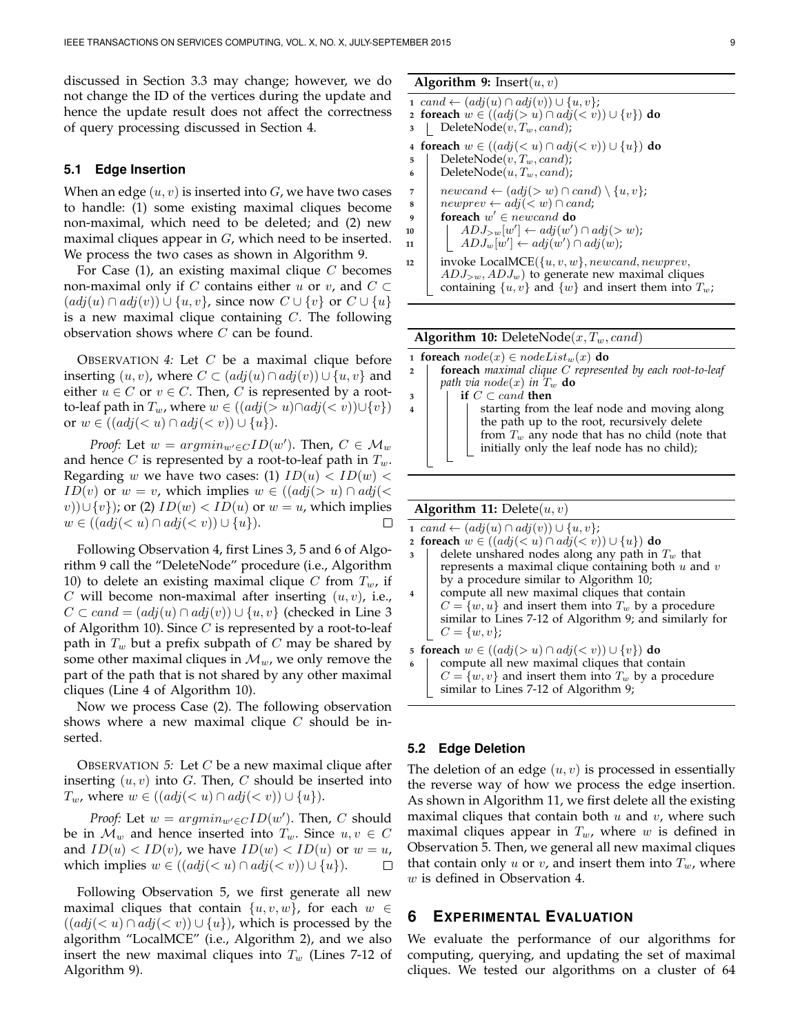discussed in Section 3.3 may change; however, we do not change the ID of the vertices during the update and hence the update result does not affect the correctness of query processing discussed in Section 4.

### 5.1 Edge Insertion

When an edge $(u, v)$ is inserted into $G$, we have two cases to handle: (1) some existing maximal cliques become non-maximal, which need to be deleted; and (2) new maximal cliques appear in $G$, which need to be inserted. We process the two cases as shown in Algorithm 9.

For Case (1), an existing maximal clique $C$ becomes non-maximal only if $C$ contains either $u$ or $v$, and $C \subset (adj(u) \cap adj(v)) \cup \{u, v\}$, since now $C \cup \{v\}$ or $C \cup \{u\}$ is a new maximal clique containing $C$. The following observation shows where $C$ can be found.

OBSERVATION 4: Let $C$ be a maximal clique before inserting $(u, v)$, where $C \subset (adj(u) \cap adj(v)) \cup \{u, v\}$ and either $u \in C$ or $v \in C$. Then, $C$ is represented by a root-to-leaf path in $T_w$, where $w \in ((adj(> u) \cap adj(< v)) \cup \{v\})$ or $w \in ((adj(< u) \cap adj(< v)) \cup \{u\})$.

*Proof:* Let $w = argmin_{w' \in C} ID(w')$. Then, $C \in \mathcal{M}_w$ and hence $C$ is represented by a root-to-leaf path in $T_w$. Regarding $w$ we have two cases: (1) $ID(u) < ID(w) < ID(v)$ or $w = v$, which implies $w \in ((adj(> u) \cap adj(< v)) \cup \{v\})$; or (2) $ID(w) < ID(u)$ or $w = u$, which implies $w \in ((adj(< u) \cap adj(< v)) \cup \{u\})$. □

Following Observation 4, first Lines 3, 5 and 6 of Algorithm 9 call the "DeleteNode" procedure (i.e., Algorithm 10) to delete an existing maximal clique $C$ from $T_w$, if $C$ will become non-maximal after inserting $(u, v)$, i.e., $C \subset cand = (adj(u) \cap adj(v)) \cup \{u, v\}$ (checked in Line 3 of Algorithm 10). Since $C$ is represented by a root-to-leaf path in $T_w$ but a prefix subpath of $C$ may be shared by some other maximal cliques in $\mathcal{M}_w$, we only remove the part of the path that is not shared by any other maximal cliques (Line 4 of Algorithm 10).

Now we process Case (2). The following observation shows where a new maximal clique $C$ should be inserted.

OBSERVATION 5: Let $C$ be a new maximal clique after inserting $(u, v)$ into $G$. Then, $C$ should be inserted into $T_w$, where $w \in ((adj(< u) \cap adj(< v)) \cup \{u\})$.

*Proof:* Let $w = argmin_{w' \in C} ID(w')$. Then, $C$ should be in $\mathcal{M}_w$ and hence inserted into $T_w$. Since $u, v \in C$ and $ID(u) < ID(v)$, we have $ID(w) < ID(u)$ or $w = u$, which implies $w \in ((adj(< u) \cap adj(< v)) \cup \{u\})$. □

Following Observation 5, we first generate all new maximal cliques that contain $\{u, v, w\}$, for each $w \in ((adj(< u) \cap adj(< v)) \cup \{u\})$, which is processed by the algorithm "LocalMCE" (i.e., Algorithm 2), and we also insert the new maximal cliques into $T_w$ (Lines 7-12 of Algorithm 9).

**Algorithm 9:** Insert$(u, v)$

```
1  cand ← (adj(u) ∩ adj(v)) ∪ {u, v};
2  foreach w ∈ ((adj(> u) ∩ adj(< v)) ∪ {v}) do
3      DeleteNode(v, T_w, cand);
4  foreach w ∈ ((adj(< u) ∩ adj(< v)) ∪ {u}) do
5      DeleteNode(v, T_w, cand);
6      DeleteNode(u, T_w, cand);
7      newcand ← (adj(> w) ∩ cand) \ {u, v};
8      newprev ← adj(< w) ∩ cand;
9      foreach w' ∈ newcand do
10         ADJ_{>w}[w'] ← adj(w') ∩ adj(> w);
11         ADJ_w[w'] ← adj(w') ∩ adj(w);
12     invoke LocalMCE({u, v, w}, newcand, newprev,
       ADJ_{>w}, ADJ_w) to generate new maximal cliques
       containing {u, v} and {w} and insert them into T_w;
```

**Algorithm 10:** DeleteNode$(x, T_w, cand)$

```
1  foreach node(x) ∈ nodeList_w(x) do
2      foreach maximal clique C represented by each root-to-leaf
       path via node(x) in T_w do
3          if C ⊂ cand then
4              starting from the leaf node and moving along
               the path up to the root, recursively delete
               from T_w any node that has no child (note that
               initially only the leaf node has no child);
```

**Algorithm 11:** Delete$(u, v)$

```
1  cand ← (adj(u) ∩ adj(v)) ∪ {u, v};
2  foreach w ∈ ((adj(< u) ∩ adj(< v)) ∪ {u}) do
3      delete unshared nodes along any path in T_w that
       represents a maximal clique containing both u and v
       by a procedure similar to Algorithm 10;
4      compute all new maximal cliques that contain
       C = {w, u} and insert them into T_w by a procedure
       similar to Lines 7-12 of Algorithm 9; and similarly for
       C = {w, v};
5  foreach w ∈ ((adj(> u) ∩ adj(< v)) ∪ {v}) do
6      compute all new maximal cliques that contain
       C = {w, v} and insert them into T_w by a procedure
       similar to Lines 7-12 of Algorithm 9;
```

### 5.2 Edge Deletion

The deletion of an edge $(u, v)$ is processed in essentially the reverse way of how we process the edge insertion. As shown in Algorithm 11, we first delete all the existing maximal cliques that contain both $u$ and $v$, where such maximal cliques appear in $T_w$, where $w$ is defined in Observation 5. Then, we general all new maximal cliques that contain only $u$ or $v$, and insert them into $T_w$, where $w$ is defined in Observation 4.

## 6 Experimental Evaluation

We evaluate the performance of our algorithms for computing, querying, and updating the set of maximal cliques. We tested our algorithms on a cluster of 64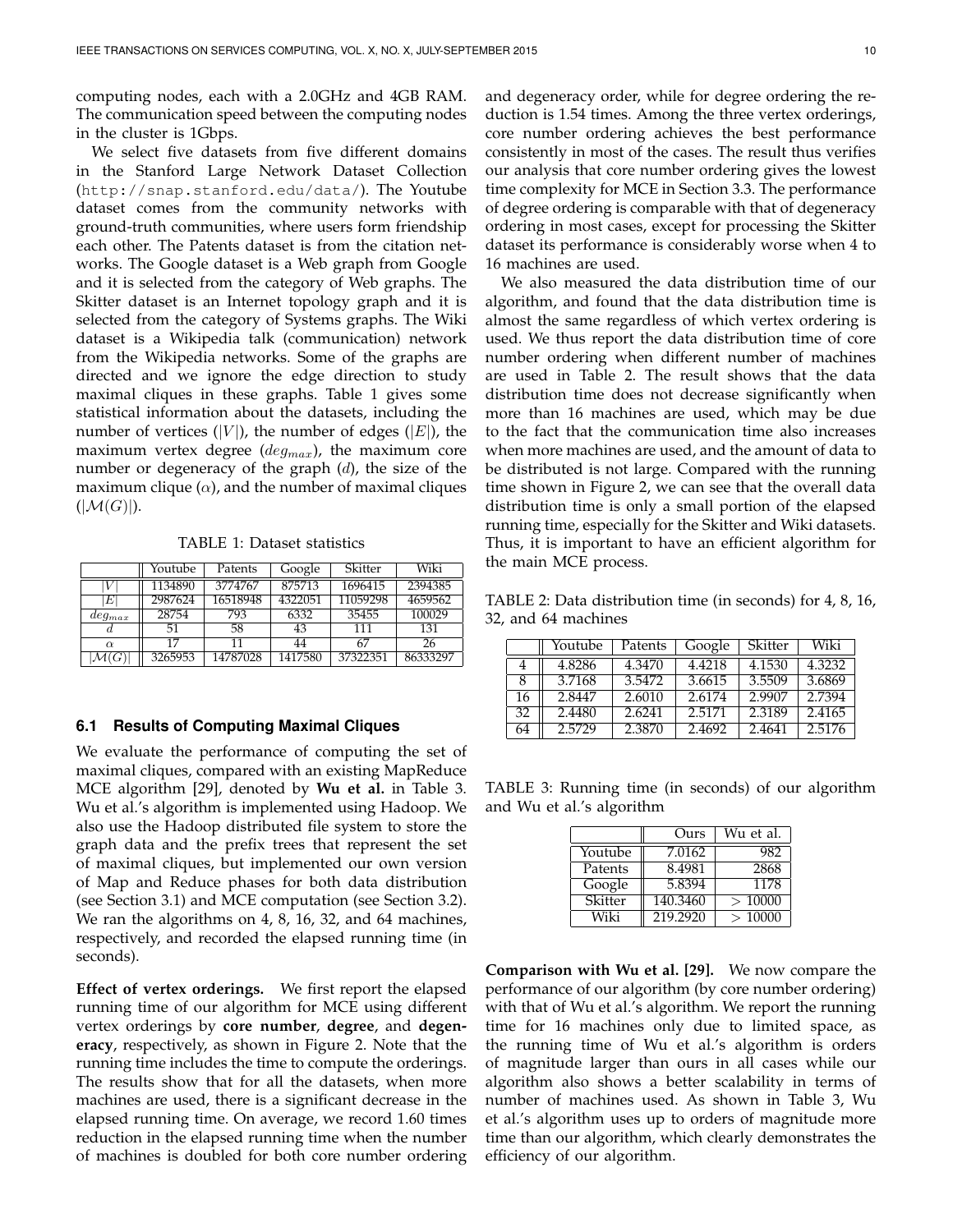computing nodes, each with a 2.0GHz and 4GB RAM. The communication speed between the computing nodes in the cluster is 1Gbps.

We select five datasets from five different domains in the Stanford Large Network Dataset Collection (http://snap.stanford.edu/data/). The Youtube dataset comes from the community networks with ground-truth communities, where users form friendship each other. The Patents dataset is from the citation networks. The Google dataset is a Web graph from Google and it is selected from the category of Web graphs. The Skitter dataset is an Internet topology graph and it is selected from the category of Systems graphs. The Wiki dataset is a Wikipedia talk (communication) network from the Wikipedia networks. Some of the graphs are directed and we ignore the edge direction to study maximal cliques in these graphs. Table 1 gives some statistical information about the datasets, including the number of vertices ($|V|$), the number of edges ($|E|$), the maximum vertex degree ($deg_{max}$), the maximum core number or degeneracy of the graph ($d$), the size of the maximum clique ($\alpha$), and the number of maximal cliques ($|\mathcal{M}(G)|$).

TABLE 1: Dataset statistics

| | Youtube | Patents | Google | Skitter | Wiki |
|---|---|---|---|---|---|
| $\|V\|$ | 1134890 | 3774767 | 875713 | 1696415 | 2394385 |
| $\|E\|$ | 2987624 | 16518948 | 4322051 | 11059298 | 4659562 |
| $deg_{max}$ | 28754 | 793 | 6332 | 35455 | 100029 |
| $d$ | 51 | 58 | 43 | 111 | 131 |
| $\alpha$ | 17 | 11 | 44 | 67 | 26 |
| $\|\mathcal{M}(G)\|$ | 3265953 | 14787028 | 1417580 | 37322351 | 86333297 |

### 6.1 Results of Computing Maximal Cliques

We evaluate the performance of computing the set of maximal cliques, compared with an existing MapReduce MCE algorithm [29], denoted by **Wu et al.** in Table 3. Wu et al.'s algorithm is implemented using Hadoop. We also use the Hadoop distributed file system to store the graph data and the prefix trees that represent the set of maximal cliques, but implemented our own version of Map and Reduce phases for both data distribution (see Section 3.1) and MCE computation (see Section 3.2). We ran the algorithms on 4, 8, 16, 32, and 64 machines, respectively, and recorded the elapsed running time (in seconds).

**Effect of vertex orderings.** We first report the elapsed running time of our algorithm for MCE using different vertex orderings by **core number**, **degree**, and **degeneracy**, respectively, as shown in Figure 2. Note that the running time includes the time to compute the orderings. The results show that for all the datasets, when more machines are used, there is a significant decrease in the elapsed running time. On average, we record 1.60 times reduction in the elapsed running time when the number of machines is doubled for both core number ordering and degeneracy order, while for degree ordering the reduction is 1.54 times. Among the three vertex orderings, core number ordering achieves the best performance consistently in most of the cases. The result thus verifies our analysis that core number ordering gives the lowest time complexity for MCE in Section 3.3. The performance of degree ordering is comparable with that of degeneracy ordering in most cases, except for processing the Skitter dataset its performance is considerably worse when 4 to 16 machines are used.

We also measured the data distribution time of our algorithm, and found that the data distribution time is almost the same regardless of which vertex ordering is used. We thus report the data distribution time of core number ordering when different number of machines are used in Table 2. The result shows that the data distribution time does not decrease significantly when more than 16 machines are used, which may be due to the fact that the communication time also increases when more machines are used, and the amount of data to be distributed is not large. Compared with the running time shown in Figure 2, we can see that the overall data distribution time is only a small portion of the elapsed running time, especially for the Skitter and Wiki datasets. Thus, it is important to have an efficient algorithm for the main MCE process.

TABLE 2: Data distribution time (in seconds) for 4, 8, 16, 32, and 64 machines

| | Youtube | Patents | Google | Skitter | Wiki |
|---|---|---|---|---|---|
| 4 | 4.8286 | 4.3470 | 4.4218 | 4.1530 | 4.3232 |
| 8 | 3.7168 | 3.5472 | 3.6615 | 3.5509 | 3.6869 |
| 16 | 2.8447 | 2.6010 | 2.6174 | 2.9907 | 2.7394 |
| 32 | 2.4480 | 2.6241 | 2.5171 | 2.3189 | 2.4165 |
| 64 | 2.5729 | 2.3870 | 2.4692 | 2.4641 | 2.5176 |

TABLE 3: Running time (in seconds) of our algorithm and Wu et al.'s algorithm

| | Ours | Wu et al. |
|---|---|---|
| Youtube | 7.0162 | 982 |
| Patents | 8.4981 | 2868 |
| Google | 5.8394 | 1178 |
| Skitter | 140.3460 | $> 10000$ |
| Wiki | 219.2920 | $> 10000$ |

**Comparison with Wu et al. [29].** We now compare the performance of our algorithm (by core number ordering) with that of Wu et al.'s algorithm. We report the running time for 16 machines only due to limited space, as the running time of Wu et al.'s algorithm is orders of magnitude larger than ours in all cases while our algorithm also shows a better scalability in terms of number of machines used. As shown in Table 3, Wu et al.'s algorithm uses up to orders of magnitude more time than our algorithm, which clearly demonstrates the efficiency of our algorithm.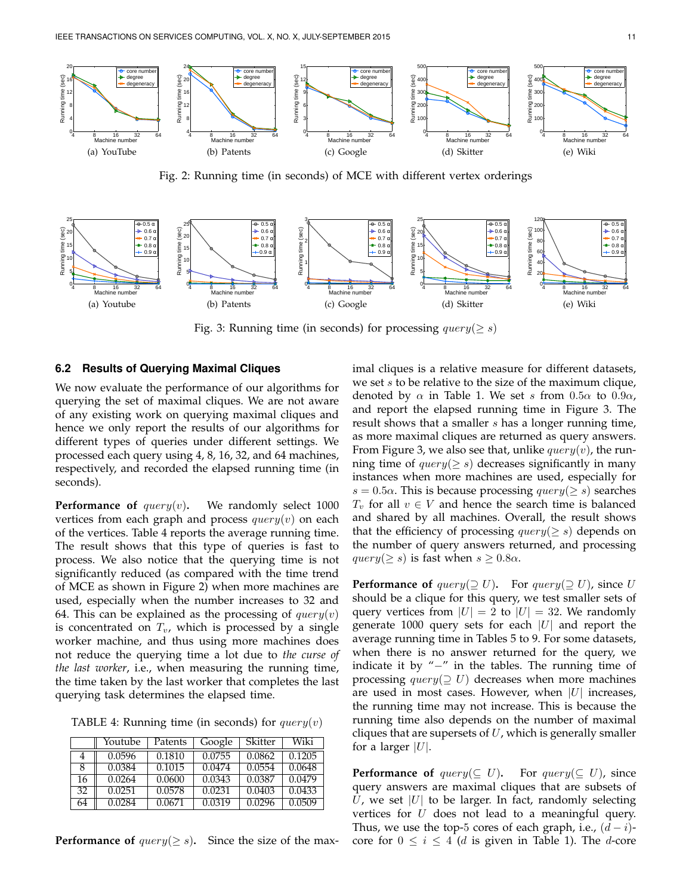Fig. 2: Running time (in seconds) of MCE with different vertex orderings

Fig. 3: Running time (in seconds) for processing $query(\geq s)$

### 6.2 Results of Querying Maximal Cliques

We now evaluate the performance of our algorithms for querying the set of maximal cliques. We are not aware of any existing work on querying maximal cliques and hence we only report the results of our algorithms for different types of queries under different settings. We processed each query using 4, 8, 16, 32, and 64 machines, respectively, and recorded the elapsed running time (in seconds).

**Performance of $query(v)$.** We randomly select 1000 vertices from each graph and process $query(v)$ on each of the vertices. Table 4 reports the average running time. The result shows that this type of queries is fast to process. We also notice that the querying time is not significantly reduced (as compared with the time trend of MCE as shown in Figure 2) when more machines are used, especially when the number increases to 32 and 64. This can be explained as the processing of $query(v)$ is concentrated on $T_v$, which is processed by a single worker machine, and thus using more machines does not reduce the querying time a lot due to *the curse of the last worker*, i.e., when measuring the running time, the time taken by the last worker that completes the last querying task determines the elapsed time.

TABLE 4: Running time (in seconds) for $query(v)$

| | Youtube | Patents | Google | Skitter | Wiki |
|---|---|---|---|---|---|
| 4 | 0.0596 | 0.1810 | 0.0755 | 0.0862 | 0.1205 |
| 8 | 0.0384 | 0.1015 | 0.0474 | 0.0554 | 0.0648 |
| 16 | 0.0264 | 0.0600 | 0.0343 | 0.0387 | 0.0479 |
| 32 | 0.0251 | 0.0578 | 0.0231 | 0.0403 | 0.0433 |
| 64 | 0.0284 | 0.0671 | 0.0319 | 0.0296 | 0.0509 |

**Performance of $query(\geq s)$.** Since the size of the maximal cliques is a relative measure for different datasets, we set $s$ to be relative to the size of the maximum clique, denoted by $\alpha$ in Table 1. We set $s$ from $0.5\alpha$ to $0.9\alpha$, and report the elapsed running time in Figure 3. The result shows that a smaller $s$ has a longer running time, as more maximal cliques are returned as query answers. From Figure 3, we also see that, unlike $query(v)$, the running time of $query(\geq s)$ decreases significantly in many instances when more machines are used, especially for $s = 0.5\alpha$. This is because processing $query(\geq s)$ searches $T_v$ for all $v \in V$ and hence the search time is balanced and shared by all machines. Overall, the result shows that the efficiency of processing $query(\geq s)$ depends on the number of query answers returned, and processing $query(\geq s)$ is fast when $s \geq 0.8\alpha$.

**Performance of $query(\supseteq U)$.** For $query(\supseteq U)$, since $U$ should be a clique for this query, we test smaller sets of query vertices from $|U| = 2$ to $|U| = 32$. We randomly generate 1000 query sets for each $|U|$ and report the average running time in Tables 5 to 9. For some datasets, when there is no answer returned for the query, we indicate it by "$-$" in the tables. The running time of processing $query(\supseteq U)$ decreases when more machines are used in most cases. However, when $|U|$ increases, the running time may not increase. This is because the running time also depends on the number of maximal cliques that are supersets of $U$, which is generally smaller for a larger $|U|$.

**Performance of $query(\subseteq U)$.** For $query(\subseteq U)$, since query answers are maximal cliques that are subsets of $U$, we set $|U|$ to be larger. In fact, randomly selecting vertices for $U$ does not lead to a meaningful query. Thus, we use the top-5 cores of each graph, i.e., $(d-i)$-core for $0 \leq i \leq 4$ ($d$ is given in Table 1). The $d$-core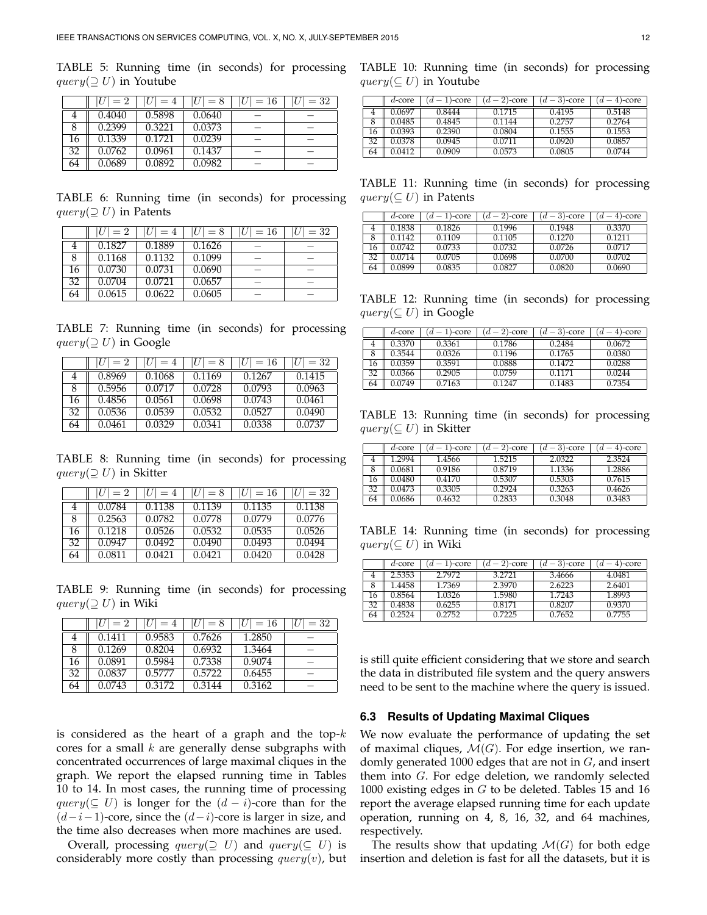TABLE 5: Running time (in seconds) for processing $query(\supseteq U)$ in Youtube

| | $\lvert U\rvert = 2$ | $\lvert U\rvert = 4$ | $\lvert U\rvert = 8$ | $\lvert U\rvert = 16$ | $\lvert U\rvert = 32$ |
|---|---|---|---|---|---|
| 4 | 0.4040 | 0.5898 | 0.0640 | – | – |
| 8 | 0.2399 | 0.3221 | 0.0373 | – | – |
| 16 | 0.1339 | 0.1721 | 0.0239 | – | – |
| 32 | 0.0762 | 0.0961 | 0.1437 | – | – |
| 64 | 0.0689 | 0.0892 | 0.0982 | – | – |

TABLE 6: Running time (in seconds) for processing $query(\supseteq U)$ in Patents

| | $\lvert U\rvert = 2$ | $\lvert U\rvert = 4$ | $\lvert U\rvert = 8$ | $\lvert U\rvert = 16$ | $\lvert U\rvert = 32$ |
|---|---|---|---|---|---|
| 4 | 0.1827 | 0.1889 | 0.1626 | – | – |
| 8 | 0.1168 | 0.1132 | 0.1099 | – | – |
| 16 | 0.0730 | 0.0731 | 0.0690 | – | – |
| 32 | 0.0704 | 0.0721 | 0.0657 | – | – |
| 64 | 0.0615 | 0.0622 | 0.0605 | – | – |

TABLE 7: Running time (in seconds) for processing $query(\supseteq U)$ in Google

| | $\lvert U\rvert = 2$ | $\lvert U\rvert = 4$ | $\lvert U\rvert = 8$ | $\lvert U\rvert = 16$ | $\lvert U\rvert = 32$ |
|---|---|---|---|---|---|
| 4 | 0.8969 | 0.1068 | 0.1169 | 0.1267 | 0.1415 |
| 8 | 0.5956 | 0.0717 | 0.0728 | 0.0793 | 0.0963 |
| 16 | 0.4856 | 0.0561 | 0.0698 | 0.0743 | 0.0461 |
| 32 | 0.0536 | 0.0539 | 0.0532 | 0.0527 | 0.0490 |
| 64 | 0.0461 | 0.0329 | 0.0341 | 0.0338 | 0.0737 |

TABLE 8: Running time (in seconds) for processing $query(\supseteq U)$ in Skitter

| | $\lvert U\rvert = 2$ | $\lvert U\rvert = 4$ | $\lvert U\rvert = 8$ | $\lvert U\rvert = 16$ | $\lvert U\rvert = 32$ |
|---|---|---|---|---|---|
| 4 | 0.0784 | 0.1138 | 0.1139 | 0.1135 | 0.1138 |
| 8 | 0.2563 | 0.0782 | 0.0778 | 0.0779 | 0.0776 |
| 16 | 0.1218 | 0.0526 | 0.0532 | 0.0535 | 0.0526 |
| 32 | 0.0947 | 0.0492 | 0.0490 | 0.0493 | 0.0494 |
| 64 | 0.0811 | 0.0421 | 0.0421 | 0.0420 | 0.0428 |

TABLE 9: Running time (in seconds) for processing $query(\supseteq U)$ in Wiki

| | $\lvert U\rvert = 2$ | $\lvert U\rvert = 4$ | $\lvert U\rvert = 8$ | $\lvert U\rvert = 16$ | $\lvert U\rvert = 32$ |
|---|---|---|---|---|---|
| 4 | 0.1411 | 0.9583 | 0.7626 | 1.2850 | – |
| 8 | 0.1269 | 0.8204 | 0.6932 | 1.3464 | – |
| 16 | 0.0891 | 0.5984 | 0.7338 | 0.9074 | – |
| 32 | 0.0837 | 0.5777 | 0.5722 | 0.6455 | – |
| 64 | 0.0743 | 0.3172 | 0.3144 | 0.3162 | – |

is considered as the heart of a graph and the top-$k$ cores for a small $k$ are generally dense subgraphs with concentrated occurrences of large maximal cliques in the graph. We report the elapsed running time in Tables 10 to 14. In most cases, the running time of processing $query(\subseteq U)$ is longer for the $(d-i)$-core than for the $(d-i-1)$-core, since the $(d-i)$-core is larger in size, and the time also decreases when more machines are used.

Overall, processing $query(\supseteq U)$ and $query(\subseteq U)$ is considerably more costly than processing $query(v)$, but is still quite efficient considering that we store and search the data in distributed file system and the query answers need to be sent to the machine where the query is issued.

TABLE 10: Running time (in seconds) for processing $query(\subseteq U)$ in Youtube

| | $d$-core | $(d-1)$-core | $(d-2)$-core | $(d-3)$-core | $(d-4)$-core |
|---|---|---|---|---|---|
| 4 | 0.0697 | 0.8444 | 0.1715 | 0.4195 | 0.5148 |
| 8 | 0.0485 | 0.4845 | 0.1144 | 0.2757 | 0.2764 |
| 16 | 0.0393 | 0.2390 | 0.0804 | 0.1555 | 0.1553 |
| 32 | 0.0378 | 0.0945 | 0.0711 | 0.0920 | 0.0857 |
| 64 | 0.0412 | 0.0909 | 0.0573 | 0.0805 | 0.0744 |

TABLE 11: Running time (in seconds) for processing $query(\subseteq U)$ in Patents

| | $d$-core | $(d-1)$-core | $(d-2)$-core | $(d-3)$-core | $(d-4)$-core |
|---|---|---|---|---|---|
| 4 | 0.1838 | 0.1826 | 0.1996 | 0.1948 | 0.3370 |
| 8 | 0.1142 | 0.1109 | 0.1105 | 0.1270 | 0.1211 |
| 16 | 0.0742 | 0.0733 | 0.0732 | 0.0726 | 0.0717 |
| 32 | 0.0714 | 0.0705 | 0.0698 | 0.0700 | 0.0702 |
| 64 | 0.0899 | 0.0835 | 0.0827 | 0.0820 | 0.0690 |

TABLE 12: Running time (in seconds) for processing $query(\subseteq U)$ in Google

| | $d$-core | $(d-1)$-core | $(d-2)$-core | $(d-3)$-core | $(d-4)$-core |
|---|---|---|---|---|---|
| 4 | 0.3370 | 0.3361 | 0.1786 | 0.2484 | 0.0672 |
| 8 | 0.3544 | 0.0326 | 0.1196 | 0.1765 | 0.0380 |
| 16 | 0.0359 | 0.3591 | 0.0888 | 0.1472 | 0.0288 |
| 32 | 0.0366 | 0.2905 | 0.0759 | 0.1171 | 0.0244 |
| 64 | 0.0749 | 0.7163 | 0.1247 | 0.1483 | 0.7354 |

TABLE 13: Running time (in seconds) for processing $query(\subseteq U)$ in Skitter

| | $d$-core | $(d-1)$-core | $(d-2)$-core | $(d-3)$-core | $(d-4)$-core |
|---|---|---|---|---|---|
| 4 | 1.2994 | 1.4566 | 1.5215 | 2.0322 | 2.3524 |
| 8 | 0.0681 | 0.9186 | 0.8719 | 1.1336 | 1.2886 |
| 16 | 0.0480 | 0.4170 | 0.5307 | 0.5303 | 0.7615 |
| 32 | 0.0473 | 0.3305 | 0.2924 | 0.3263 | 0.4626 |
| 64 | 0.0686 | 0.4632 | 0.2833 | 0.3048 | 0.3483 |

TABLE 14: Running time (in seconds) for processing $query(\subseteq U)$ in Wiki

| | $d$-core | $(d-1)$-core | $(d-2)$-core | $(d-3)$-core | $(d-4)$-core |
|---|---|---|---|---|---|
| 4 | 2.5353 | 2.7972 | 3.2721 | 3.4666 | 4.0481 |
| 8 | 1.4458 | 1.7369 | 2.3970 | 2.6223 | 2.6401 |
| 16 | 0.8564 | 1.0326 | 1.5980 | 1.7243 | 1.8993 |
| 32 | 0.4838 | 0.6255 | 0.8171 | 0.8207 | 0.9370 |
| 64 | 0.2524 | 0.2752 | 0.7225 | 0.7652 | 0.7755 |

### 6.3 Results of Updating Maximal Cliques

We now evaluate the performance of updating the set of maximal cliques, $\mathcal{M}(G)$. For edge insertion, we randomly generated 1000 edges that are not in $G$, and insert them into $G$. For edge deletion, we randomly selected 1000 existing edges in $G$ to be deleted. Tables 15 and 16 report the average elapsed running time for each update operation, running on 4, 8, 16, 32, and 64 machines, respectively.

The results show that updating $\mathcal{M}(G)$ for both edge insertion and deletion is fast for all the datasets, but it is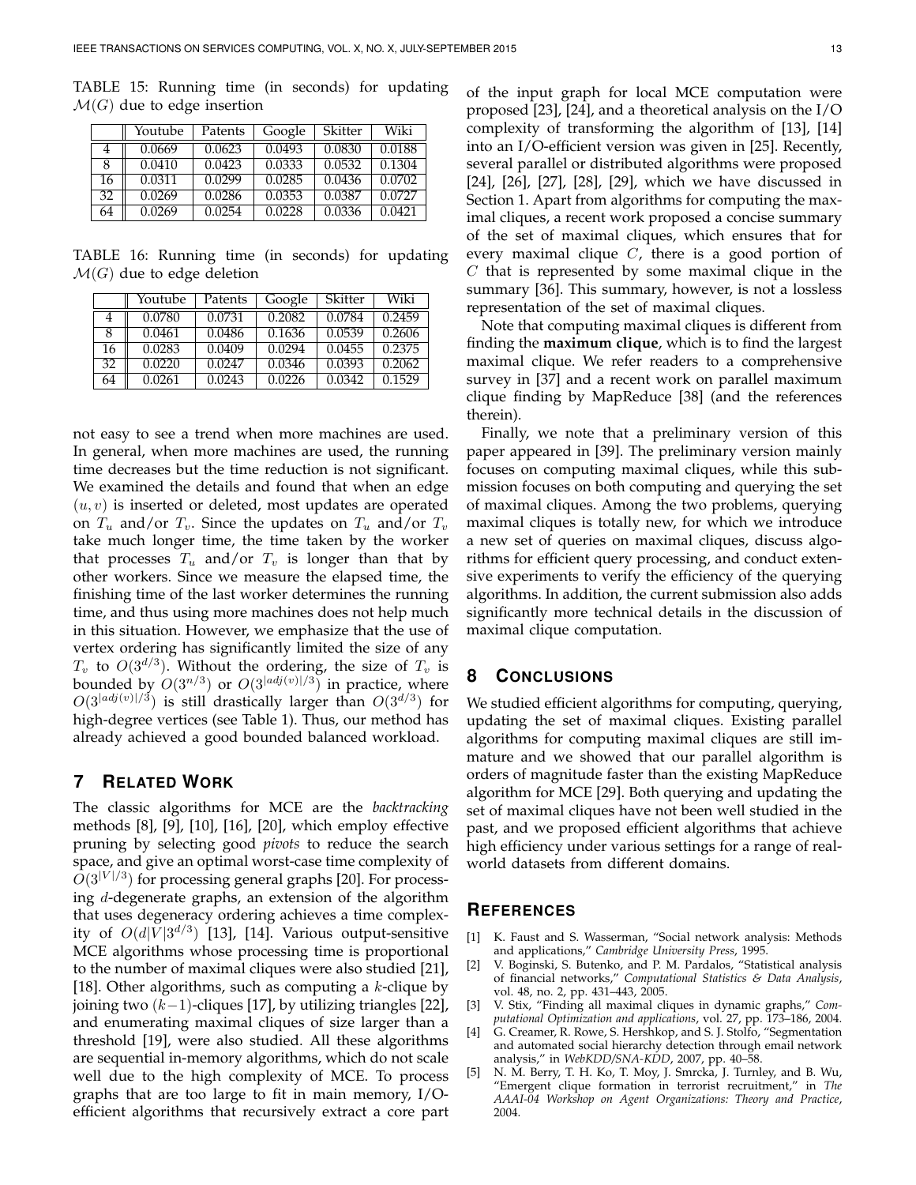TABLE 15: Running time (in seconds) for updating $\mathcal{M}(G)$ due to edge insertion

| | Youtube | Patents | Google | Skitter | Wiki |
|---|---|---|---|---|---|
| 4 | 0.0669 | 0.0623 | 0.0493 | 0.0830 | 0.0188 |
| 8 | 0.0410 | 0.0423 | 0.0333 | 0.0532 | 0.1304 |
| 16 | 0.0311 | 0.0299 | 0.0285 | 0.0436 | 0.0702 |
| 32 | 0.0269 | 0.0286 | 0.0353 | 0.0387 | 0.0727 |
| 64 | 0.0269 | 0.0254 | 0.0228 | 0.0336 | 0.0421 |

TABLE 16: Running time (in seconds) for updating $\mathcal{M}(G)$ due to edge deletion

| | Youtube | Patents | Google | Skitter | Wiki |
|---|---|---|---|---|---|
| 4 | 0.0780 | 0.0731 | 0.2082 | 0.0784 | 0.2459 |
| 8 | 0.0461 | 0.0486 | 0.1636 | 0.0539 | 0.2606 |
| 16 | 0.0283 | 0.0409 | 0.0294 | 0.0455 | 0.2375 |
| 32 | 0.0220 | 0.0247 | 0.0346 | 0.0393 | 0.2062 |
| 64 | 0.0261 | 0.0243 | 0.0226 | 0.0342 | 0.1529 |

not easy to see a trend when more machines are used. In general, when more machines are used, the running time decreases but the time reduction is not significant. We examined the details and found that when an edge $(u, v)$ is inserted or deleted, most updates are operated on $T_u$ and/or $T_v$. Since the updates on $T_u$ and/or $T_v$ take much longer time, the time taken by the worker that processes $T_u$ and/or $T_v$ is longer than that by other workers. Since we measure the elapsed time, the finishing time of the last worker determines the running time, and thus using more machines does not help much in this situation. However, we emphasize that the use of vertex ordering has significantly limited the size of any $T_v$ to $O(3^{d/3})$. Without the ordering, the size of $T_v$ is bounded by $O(3^{n/3})$ or $O(3^{|adj(v)|/3})$ in practice, where $O(3^{|adj(v)|/3})$ is still drastically larger than $O(3^{d/3})$ for high-degree vertices (see Table 1). Thus, our method has already achieved a good bounded balanced workload.

## 7 Related Work

The classic algorithms for MCE are the *backtracking* methods [8], [9], [10], [16], [20], which employ effective pruning by selecting good *pivots* to reduce the search space, and give an optimal worst-case time complexity of $O(3^{|V|/3})$ for processing general graphs [20]. For processing $d$-degenerate graphs, an extension of the algorithm that uses degeneracy ordering achieves a time complexity of $O(d|V|3^{d/3})$ [13], [14]. Various output-sensitive MCE algorithms whose processing time is proportional to the number of maximal cliques were also studied [21], [18]. Other algorithms, such as computing a $k$-clique by joining two $(k-1)$-cliques [17], by utilizing triangles [22], and enumerating maximal cliques of size larger than a threshold [19], were also studied. All these algorithms are sequential in-memory algorithms, which do not scale well due to the high complexity of MCE. To process graphs that are too large to fit in main memory, I/O-efficient algorithms that recursively extract a core part of the input graph for local MCE computation were proposed [23], [24], and a theoretical analysis on the I/O complexity of transforming the algorithm of [13], [14] into an I/O-efficient version was given in [25]. Recently, several parallel or distributed algorithms were proposed [24], [26], [27], [28], [29], which we have discussed in Section 1. Apart from algorithms for computing the maximal cliques, a recent work proposed a concise summary of the set of maximal cliques, which ensures that for every maximal clique $C$, there is a good portion of $C$ that is represented by some maximal clique in the summary [36]. This summary, however, is not a lossless representation of the set of maximal cliques.

Note that computing maximal cliques is different from finding the **maximum clique**, which is to find the largest maximal clique. We refer readers to a comprehensive survey in [37] and a recent work on parallel maximum clique finding by MapReduce [38] (and the references therein).

Finally, we note that a preliminary version of this paper appeared in [39]. The preliminary version mainly focuses on computing maximal cliques, while this submission focuses on both computing and querying the set of maximal cliques. Among the two problems, querying maximal cliques is totally new, for which we introduce a new set of queries on maximal cliques, discuss algorithms for efficient query processing, and conduct extensive experiments to verify the efficiency of the querying algorithms. In addition, the current submission also adds significantly more technical details in the discussion of maximal clique computation.

## 8 Conclusions

We studied efficient algorithms for computing, querying, updating the set of maximal cliques. Existing parallel algorithms for computing maximal cliques are still immature and we showed that our parallel algorithm is orders of magnitude faster than the existing MapReduce algorithm for MCE [29]. Both querying and updating the set of maximal cliques have not been well studied in the past, and we proposed efficient algorithms that achieve high efficiency under various settings for a range of real-world datasets from different domains.

## References

[1] K. Faust and S. Wasserman, "Social network analysis: Methods and applications," *Cambridge University Press*, 1995.

[2] V. Boginski, S. Butenko, and P. M. Pardalos, "Statistical analysis of financial networks," *Computational Statistics & Data Analysis*, vol. 48, no. 2, pp. 431–443, 2005.

[3] V. Stix, "Finding all maximal cliques in dynamic graphs," *Computational Optimization and applications*, vol. 27, pp. 173–186, 2004.

[4] G. Creamer, R. Rowe, S. Hershkop, and S. J. Stolfo, "Segmentation and automated social hierarchy detection through email network analysis," in *WebKDD/SNA-KDD*, 2007, pp. 40–58.

[5] N. M. Berry, T. H. Ko, T. Moy, J. Smrcka, J. Turnley, and B. Wu, "Emergent clique formation in terrorist recruitment," in *The AAAI-04 Workshop on Agent Organizations: Theory and Practice*, 2004.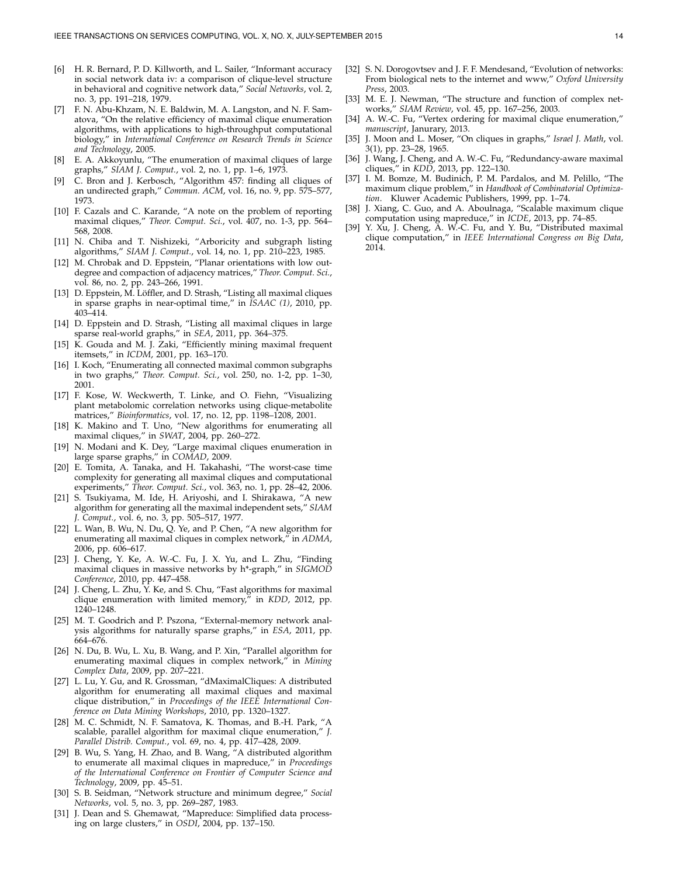[6] H. R. Bernard, P. D. Killworth, and L. Sailer, "Informant accuracy in social network data iv: a comparison of clique-level structure in behavioral and cognitive network data," *Social Networks*, vol. 2, no. 3, pp. 191–218, 1979.

[7] F. N. Abu-Khzam, N. E. Baldwin, M. A. Langston, and N. F. Samatova, "On the relative efficiency of maximal clique enumeration algorithms, with applications to high-throughput computational biology," in *International Conference on Research Trends in Science and Technology*, 2005.

[8] E. A. Akkoyunlu, "The enumeration of maximal cliques of large graphs," *SIAM J. Comput.*, vol. 2, no. 1, pp. 1–6, 1973.

[9] C. Bron and J. Kerbosch, "Algorithm 457: finding all cliques of an undirected graph," *Commun. ACM*, vol. 16, no. 9, pp. 575–577, 1973.

[10] F. Cazals and C. Karande, "A note on the problem of reporting maximal cliques," *Theor. Comput. Sci.*, vol. 407, no. 1-3, pp. 564–568, 2008.

[11] N. Chiba and T. Nishizeki, "Arboricity and subgraph listing algorithms," *SIAM J. Comput.*, vol. 14, no. 1, pp. 210–223, 1985.

[12] M. Chrobak and D. Eppstein, "Planar orientations with low out-degree and compaction of adjacency matrices," *Theor. Comput. Sci.*, vol. 86, no. 2, pp. 243–266, 1991.

[13] D. Eppstein, M. Löffler, and D. Strash, "Listing all maximal cliques in sparse graphs in near-optimal time," in *ISAAC (1)*, 2010, pp. 403–414.

[14] D. Eppstein and D. Strash, "Listing all maximal cliques in large sparse real-world graphs," in *SEA*, 2011, pp. 364–375.

[15] K. Gouda and M. J. Zaki, "Efficiently mining maximal frequent itemsets," in *ICDM*, 2001, pp. 163–170.

[16] I. Koch, "Enumerating all connected maximal common subgraphs in two graphs," *Theor. Comput. Sci.*, vol. 250, no. 1-2, pp. 1–30, 2001.

[17] F. Kose, W. Weckwerth, T. Linke, and O. Fiehn, "Visualizing plant metabolomic correlation networks using clique-metabolite matrices," *Bioinformatics*, vol. 17, no. 12, pp. 1198–1208, 2001.

[18] K. Makino and T. Uno, "New algorithms for enumerating all maximal cliques," in *SWAT*, 2004, pp. 260–272.

[19] N. Modani and K. Dey, "Large maximal cliques enumeration in large sparse graphs," in *COMAD*, 2009.

[20] E. Tomita, A. Tanaka, and H. Takahashi, "The worst-case time complexity for generating all maximal cliques and computational experiments," *Theor. Comput. Sci.*, vol. 363, no. 1, pp. 28–42, 2006.

[21] S. Tsukiyama, M. Ide, H. Ariyoshi, and I. Shirakawa, "A new algorithm for generating all the maximal independent sets," *SIAM J. Comput.*, vol. 6, no. 3, pp. 505–517, 1977.

[22] L. Wan, B. Wu, N. Du, Q. Ye, and P. Chen, "A new algorithm for enumerating all maximal cliques in complex network," in *ADMA*, 2006, pp. 606–617.

[23] J. Cheng, Y. Ke, A. W.-C. Fu, J. X. Yu, and L. Zhu, "Finding maximal cliques in massive networks by h*-graph," in *SIGMOD Conference*, 2010, pp. 447–458.

[24] J. Cheng, L. Zhu, Y. Ke, and S. Chu, "Fast algorithms for maximal clique enumeration with limited memory," in *KDD*, 2012, pp. 1240–1248.

[25] M. T. Goodrich and P. Pszona, "External-memory network analysis algorithms for naturally sparse graphs," in *ESA*, 2011, pp. 664–676.

[26] N. Du, B. Wu, L. Xu, B. Wang, and P. Xin, "Parallel algorithm for enumerating maximal cliques in complex network," in *Mining Complex Data*, 2009, pp. 207–221.

[27] L. Lu, Y. Gu, and R. Grossman, "dMaximalCliques: A distributed algorithm for enumerating all maximal cliques and maximal clique distribution," in *Proceedings of the IEEE International Conference on Data Mining Workshops*, 2010, pp. 1320–1327.

[28] M. C. Schmidt, N. F. Samatova, K. Thomas, and B.-H. Park, "A scalable, parallel algorithm for maximal clique enumeration," *J. Parallel Distrib. Comput.*, vol. 69, no. 4, pp. 417–428, 2009.

[29] B. Wu, S. Yang, H. Zhao, and B. Wang, "A distributed algorithm to enumerate all maximal cliques in mapreduce," in *Proceedings of the International Conference on Frontier of Computer Science and Technology*, 2009, pp. 45–51.

[30] S. B. Seidman, "Network structure and minimum degree," *Social Networks*, vol. 5, no. 3, pp. 269–287, 1983.

[31] J. Dean and S. Ghemawat, "Mapreduce: Simplified data processing on large clusters," in *OSDI*, 2004, pp. 137–150.

[32] S. N. Dorogovtsev and J. F. F. Mendesand, "Evolution of networks: From biological nets to the internet and www," *Oxford University Press*, 2003.

[33] M. E. J. Newman, "The structure and function of complex networks," *SIAM Review*, vol. 45, pp. 167–256, 2003.

[34] A. W.-C. Fu, "Vertex ordering for maximal clique enumeration," *manuscript*, Janurary, 2013.

[35] J. Moon and L. Moser, "On cliques in graphs," *Israel J. Math*, vol. 3(1), pp. 23–28, 1965.

[36] J. Wang, J. Cheng, and A. W.-C. Fu, "Redundancy-aware maximal cliques," in *KDD*, 2013, pp. 122–130.

[37] I. M. Bomze, M. Budinich, P. M. Pardalos, and M. Pelillo, "The maximum clique problem," in *Handbook of Combinatorial Optimization*. Kluwer Academic Publishers, 1999, pp. 1–74.

[38] J. Xiang, C. Guo, and A. Aboulnaga, "Scalable maximum clique computation using mapreduce," in *ICDE*, 2013, pp. 74–85.

[39] Y. Xu, J. Cheng, A. W.-C. Fu, and Y. Bu, "Distributed maximal clique computation," in *IEEE International Congress on Big Data*, 2014.